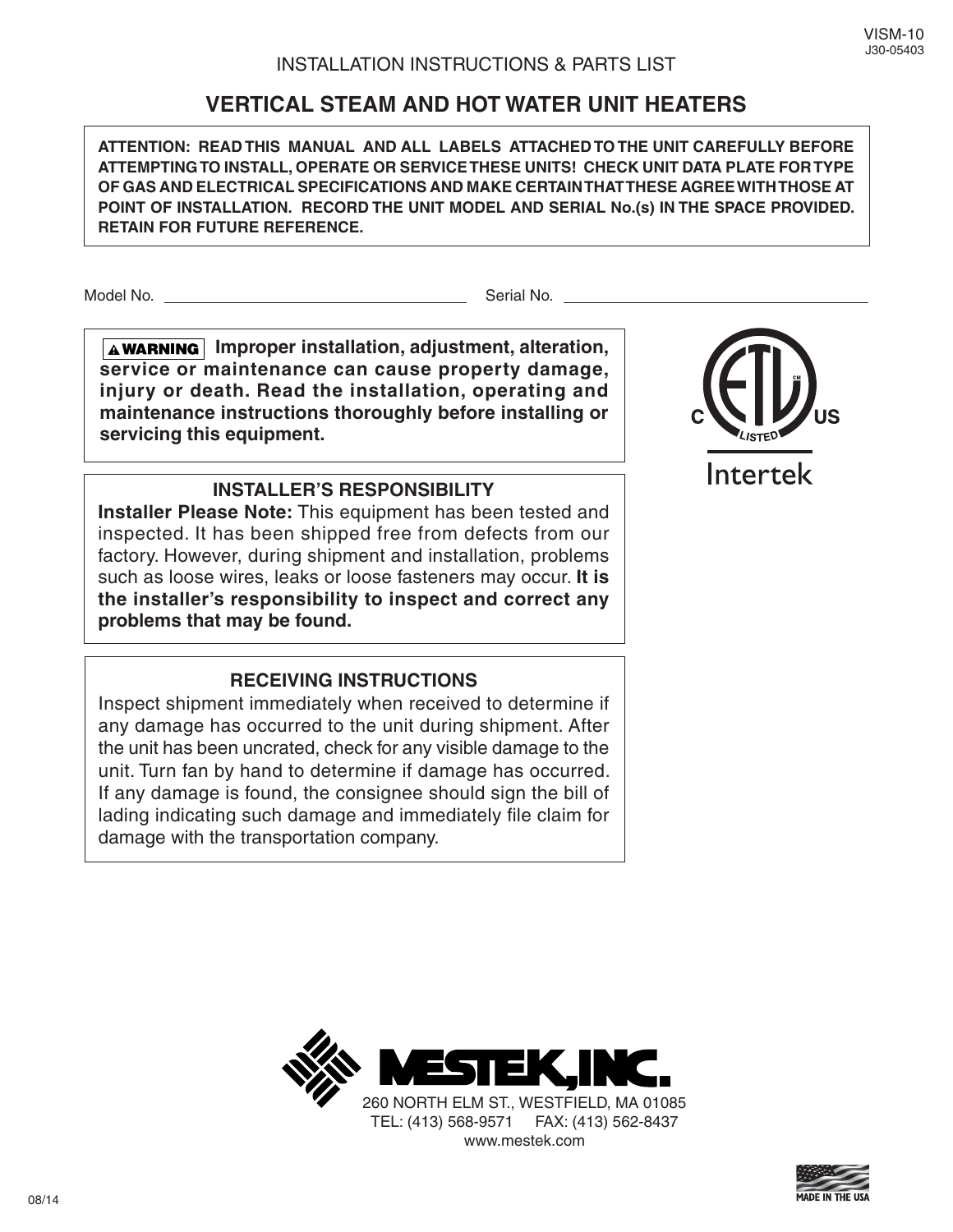VISM-10
J30-05403

INSTALLATION INSTRUCTIONS & PARTS LIST

# VERTICAL STEAM AND HOT WATER UNIT HEATERS

**ATTENTION: READ THIS MANUAL AND ALL LABELS ATTACHED TO THE UNIT CAREFULLY BEFORE ATTEMPTING TO INSTALL, OPERATE OR SERVICE THESE UNITS! CHECK UNIT DATA PLATE FOR TYPE OF GAS AND ELECTRICAL SPECIFICATIONS AND MAKE CERTAIN THAT THESE AGREE WITH THOSE AT POINT OF INSTALLATION. RECORD THE UNIT MODEL AND SERIAL No.(s) IN THE SPACE PROVIDED. RETAIN FOR FUTURE REFERENCE.**

Model No. ______________________ Serial No. ______________________

**⚠ WARNING Improper installation, adjustment, alteration, service or maintenance can cause property damage, injury or death. Read the installation, operating and maintenance instructions thoroughly before installing or servicing this equipment.**

## INSTALLER'S RESPONSIBILITY

**Installer Please Note:** This equipment has been tested and inspected. It has been shipped free from defects from our factory. However, during shipment and installation, problems such as loose wires, leaks or loose fasteners may occur. **It is the installer's responsibility to inspect and correct any problems that may be found.**

## RECEIVING INSTRUCTIONS

Inspect shipment immediately when received to determine if any damage has occurred to the unit during shipment. After the unit has been uncrated, check for any visible damage to the unit. Turn fan by hand to determine if damage has occurred. If any damage is found, the consignee should sign the bill of lading indicating such damage and immediately file claim for damage with the transportation company.

C ETL LISTED US
Intertek

MESTEK, INC.
260 NORTH ELM ST., WESTFIELD, MA 01085
TEL: (413) 568-9571 FAX: (413) 562-8437
www.mestek.com

08/14

MADE IN THE USA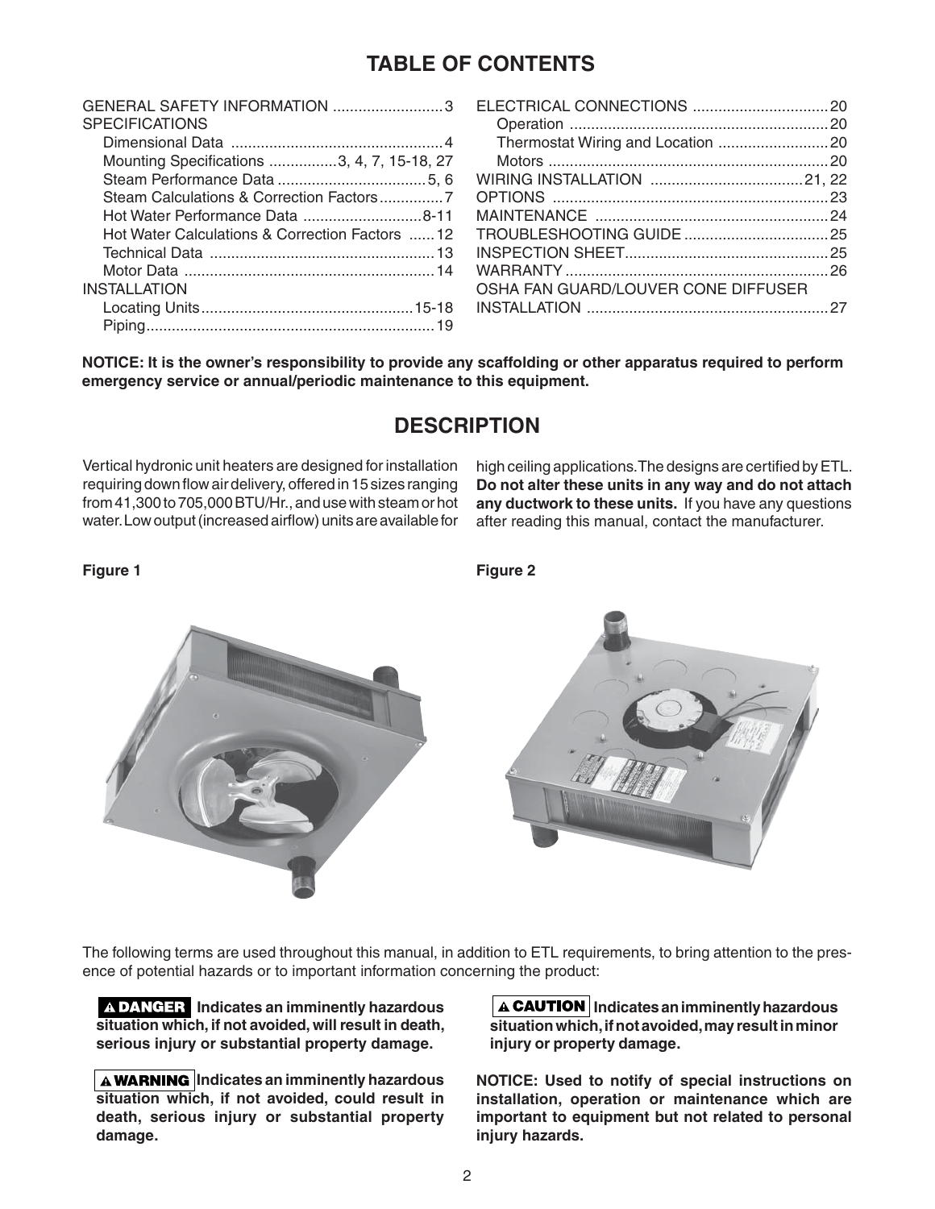# TABLE OF CONTENTS

GENERAL SAFETY INFORMATION .......................... 3
SPECIFICATIONS
- Dimensional Data .................................................. 4
- Mounting Specifications ................3, 4, 7, 15-18, 27
- Steam Performance Data ................................... 5, 6
- Steam Calculations & Correction Factors ............... 7
- Hot Water Performance Data ............................ 8-11
- Hot Water Calculations & Correction Factors ...... 12
- Technical Data ..................................................... 13
- Motor Data ........................................................... 14

INSTALLATION
- Locating Units .................................................. 15-18
- Piping ................................................................... 19

ELECTRICAL CONNECTIONS ................................ 20
- Operation ............................................................. 20
- Thermostat Wiring and Location .......................... 20
- Motors .................................................................. 20

WIRING INSTALLATION .................................... 21, 22
OPTIONS ................................................................. 23
MAINTENANCE ....................................................... 24
TROUBLESHOOTING GUIDE .................................. 25
INSPECTION SHEET ................................................ 25
WARRANTY .............................................................. 26
OSHA FAN GUARD/LOUVER CONE DIFFUSER INSTALLATION ......................................................... 27

**NOTICE: It is the owner's responsibility to provide any scaffolding or other apparatus required to perform emergency service or annual/periodic maintenance to this equipment.**

# DESCRIPTION

Vertical hydronic unit heaters are designed for installation requiring down flow air delivery, offered in 15 sizes ranging from 41,300 to 705,000 BTU/Hr., and use with steam or hot water. Low output (increased airflow) units are available for high ceiling applications. The designs are certified by ETL. **Do not alter these units in any way and do not attach any ductwork to these units.** If you have any questions after reading this manual, contact the manufacturer.

**Figure 1**

**Figure 2**

The following terms are used throughout this manual, in addition to ETL requirements, to bring attention to the presence of potential hazards or to important information concerning the product:

**⚠ DANGER Indicates an imminently hazardous situation which, if not avoided, will result in death, serious injury or substantial property damage.**

**⚠ WARNING Indicates an imminently hazardous situation which, if not avoided, could result in death, serious injury or substantial property damage.**

**⚠ CAUTION Indicates an imminently hazardous situation which, if not avoided, may result in minor injury or property damage.**

**NOTICE: Used to notify of special instructions on installation, operation or maintenance which are important to equipment but not related to personal injury hazards.**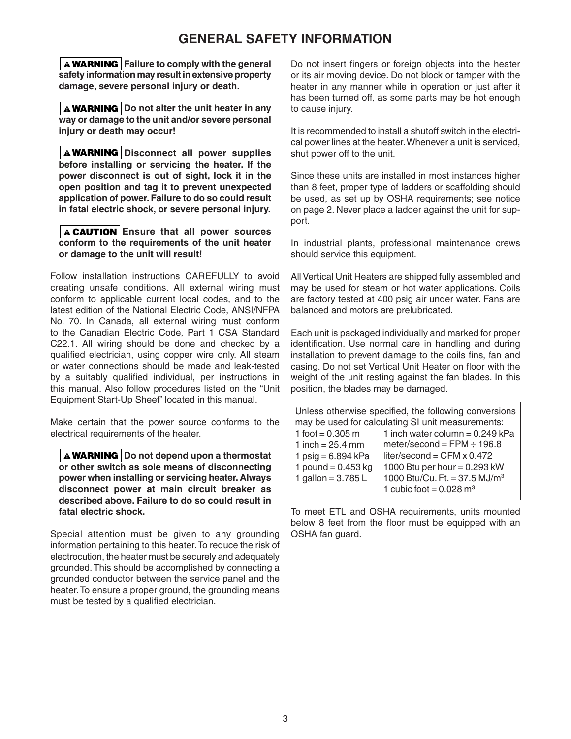# GENERAL SAFETY INFORMATION

**⚠WARNING Failure to comply with the general safety information may result in extensive property damage, severe personal injury or death.**

**⚠WARNING Do not alter the unit heater in any way or damage to the unit and/or severe personal injury or death may occur!**

**⚠WARNING Disconnect all power supplies before installing or servicing the heater. If the power disconnect is out of sight, lock it in the open position and tag it to prevent unexpected application of power. Failure to do so could result in fatal electric shock, or severe personal injury.**

**⚠CAUTION Ensure that all power sources conform to the requirements of the unit heater or damage to the unit will result!**

Follow installation instructions CAREFULLY to avoid creating unsafe conditions. All external wiring must conform to applicable current local codes, and to the latest edition of the National Electric Code, ANSI/NFPA No. 70. In Canada, all external wiring must conform to the Canadian Electric Code, Part 1 CSA Standard C22.1. All wiring should be done and checked by a qualified electrician, using copper wire only. All steam or water connections should be made and leak-tested by a suitably qualified individual, per instructions in this manual. Also follow procedures listed on the "Unit Equipment Start-Up Sheet" located in this manual.

Make certain that the power source conforms to the electrical requirements of the heater.

**⚠WARNING Do not depend upon a thermostat or other switch as sole means of disconnecting power when installing or servicing heater. Always disconnect power at main circuit breaker as described above. Failure to do so could result in fatal electric shock.**

Special attention must be given to any grounding information pertaining to this heater. To reduce the risk of electrocution, the heater must be securely and adequately grounded. This should be accomplished by connecting a grounded conductor between the service panel and the heater. To ensure a proper ground, the grounding means must be tested by a qualified electrician.

Do not insert fingers or foreign objects into the heater or its air moving device. Do not block or tamper with the heater in any manner while in operation or just after it has been turned off, as some parts may be hot enough to cause injury.

It is recommended to install a shutoff switch in the electrical power lines at the heater. Whenever a unit is serviced, shut power off to the unit.

Since these units are installed in most instances higher than 8 feet, proper type of ladders or scaffolding should be used, as set up by OSHA requirements; see notice on page 2. Never place a ladder against the unit for support.

In industrial plants, professional maintenance crews should service this equipment.

All Vertical Unit Heaters are shipped fully assembled and may be used for steam or hot water applications. Coils are factory tested at 400 psig air under water. Fans are balanced and motors are prelubricated.

Each unit is packaged individually and marked for proper identification. Use normal care in handling and during installation to prevent damage to the coils fins, fan and casing. Do not set Vertical Unit Heater on floor with the weight of the unit resting against the fan blades. In this position, the blades may be damaged.

Unless otherwise specified, the following conversions may be used for calculating SI unit measurements:

| | |
|---|---|
| 1 foot = 0.305 m | 1 inch water column = 0.249 kPa |
| 1 inch = 25.4 mm | meter/second = FPM ÷ 196.8 |
| 1 psig = 6.894 kPa | liter/second = CFM x 0.472 |
| 1 pound = 0.453 kg | 1000 Btu per hour = 0.293 kW |
| 1 gallon = 3.785 L | 1000 Btu/Cu. Ft. = 37.5 MJ/$m^3$ |
| | 1 cubic foot = 0.028 $m^3$ |

To meet ETL and OSHA requirements, units mounted below 8 feet from the floor must be equipped with an OSHA fan guard.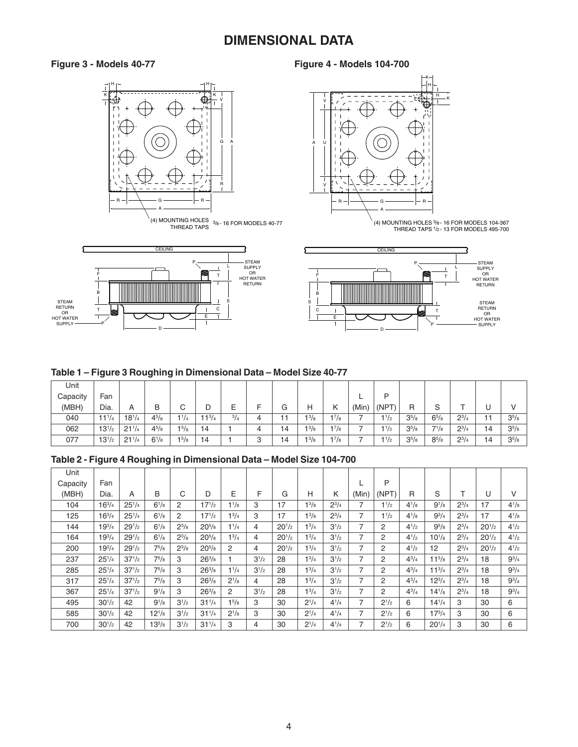# DIMENSIONAL DATA

**Figure 3 - Models 40-77**

(4) MOUNTING HOLES THREAD TAPS 3/8 - 16 FOR MODELS 40-77

**Figure 4 - Models 104-700**

(4) MOUNTING HOLES 3/8 - 16 FOR MODELS 104-367 THREAD TAPS 1/2 - 13 FOR MODELS 495-700

### Table 1 – Figure 3 Roughing in Dimensional Data – Model Size 40-77

| Unit Capacity (MBH) | Fan Dia. | A | B | C | D | E | F | G | H | K | L (Min) | P (NPT) | R | S | T | U | V |
|---|---|---|---|---|---|---|---|---|---|---|---|---|---|---|---|---|---|
| 040 | 11 1/4 | 18 1/4 | 4 5/8 | 1 1/4 | 11 3/4 | 3/4 | 4 | 11 | 1 3/8 | 1 7/8 | 7 | 1 1/2 | 3 5/8 | 6 5/8 | 2 3/4 | 11 | 3 5/8 |
| 062 | 13 1/2 | 21 1/4 | 4 5/8 | 1 5/8 | 14 | 1 | 4 | 14 | 1 3/8 | 1 7/8 | 7 | 1 1/2 | 3 5/8 | 7 1/8 | 2 3/4 | 14 | 3 5/8 |
| 077 | 13 1/2 | 21 1/4 | 6 1/8 | 1 5/8 | 14 | 1 | 3 | 14 | 1 3/8 | 1 7/8 | 7 | 1 1/2 | 3 5/8 | 8 5/8 | 2 3/4 | 14 | 3 5/8 |

### Table 2 - Figure 4 Roughing in Dimensional Data – Model Size 104-700

| Unit Capacity (MBH) | Fan Dia. | A | B | C | D | E | F | G | H | K | L (Min) | P (NPT) | R | S | T | U | V |
|---|---|---|---|---|---|---|---|---|---|---|---|---|---|---|---|---|---|
| 104 | 16 3/4 | 25 1/4 | 6 1/8 | 2 | 17 1/2 | 1 1/8 | 3 | 17 | 1 3/8 | 2 3/4 | 7 | 1 1/2 | 4 1/8 | 9 1/8 | 2 3/4 | 17 | 4 1/8 |
| 125 | 16 3/4 | 25 1/4 | 6 1/8 | 2 | 17 1/2 | 1 3/4 | 3 | 17 | 1 3/8 | 2 3/4 | 7 | 1 1/2 | 4 1/8 | 9 3/4 | 2 3/4 | 17 | 4 1/8 |
| 144 | 19 3/4 | 29 1/2 | 6 1/8 | 2 3/8 | 20 5/8 | 1 1/4 | 4 | 20 1/2 | 1 3/4 | 3 1/2 | 7 | 2 | 4 1/2 | 9 5/8 | 2 3/4 | 20 1/2 | 4 1/2 |
| 164 | 19 3/4 | 29 1/2 | 6 1/8 | 2 3/8 | 20 5/8 | 1 3/4 | 4 | 20 1/2 | 1 3/4 | 3 1/2 | 7 | 2 | 4 1/2 | 10 1/8 | 2 3/4 | 20 1/2 | 4 1/2 |
| 200 | 19 3/4 | 29 1/2 | 7 5/8 | 2 3/8 | 20 5/8 | 2 | 4 | 20 1/2 | 1 3/4 | 3 1/2 | 7 | 2 | 4 1/2 | 12 | 2 3/4 | 20 1/2 | 4 1/2 |
| 237 | 25 1/4 | 37 1/2 | 7 5/8 | 3 | 26 3/8 | 1 | 3 1/2 | 28 | 1 3/4 | 3 1/2 | 7 | 2 | 4 3/4 | 11 5/8 | 2 3/4 | 18 | 9 3/4 |
| 285 | 25 1/4 | 37 1/2 | 7 5/8 | 3 | 26 3/8 | 1 1/4 | 3 1/2 | 28 | 1 3/4 | 3 1/2 | 7 | 2 | 4 3/4 | 11 3/4 | 2 3/4 | 18 | 9 3/4 |
| 317 | 25 1/4 | 37 1/2 | 7 5/8 | 3 | 26 3/8 | 2 1/8 | 4 | 28 | 1 3/4 | 3 1/2 | 7 | 2 | 4 3/4 | 12 3/4 | 2 3/4 | 18 | 9 3/4 |
| 367 | 25 1/4 | 37 1/2 | 9 1/8 | 3 | 26 3/8 | 2 | 3 1/2 | 28 | 1 3/4 | 3 1/2 | 7 | 2 | 4 3/4 | 14 1/8 | 2 3/4 | 18 | 9 3/4 |
| 495 | 30 1/2 | 42 | 9 1/8 | 3 1/2 | 31 1/4 | 1 5/8 | 3 | 30 | 2 1/4 | 4 1/4 | 7 | 2 1/2 | 6 | 14 1/4 | 3 | 30 | 6 |
| 585 | 30 1/2 | 42 | 12 1/8 | 3 1/2 | 31 1/4 | 2 1/8 | 3 | 30 | 2 1/4 | 4 1/4 | 7 | 2 1/2 | 6 | 17 3/4 | 3 | 30 | 6 |
| 700 | 30 1/2 | 42 | 13 5/8 | 3 1/2 | 31 1/4 | 3 | 4 | 30 | 2 1/4 | 4 1/4 | 7 | 2 1/2 | 6 | 20 1/4 | 3 | 30 | 6 |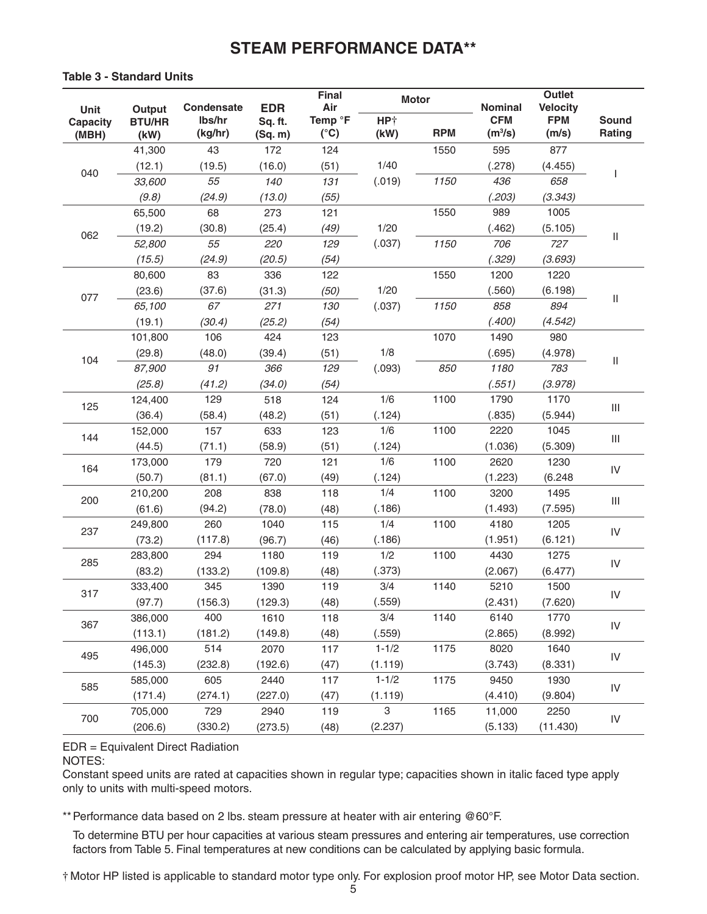# STEAM PERFORMANCE DATA**

**Table 3 - Standard Units**

| Unit Capacity (MBH) | Output BTU/HR (kW) | Condensate lbs/hr (kg/hr) | EDR Sq. ft. (Sq. m) | Final Air Temp °F (°C) | Motor HP† (kW) | Motor RPM | Nominal CFM ($m^3/s$) | Outlet Velocity FPM (m/s) | Sound Rating |
|---|---|---|---|---|---|---|---|---|---|
| 040 | 41,300 | 43 | 172 | 124 | 1/40 | 1550 | 595 | 877 | I |
| | (12.1) | (19.5) | (16.0) | (51) | (.019) | | (.278) | (4.455) | |
| | *33,600* | *55* | *140* | *131* | | *1150* | *436* | *658* | |
| | *(9.8)* | *(24.9)* | *(13.0)* | *(55)* | | | *(.203)* | *(3.343)* | |
| 062 | 65,500 | 68 | 273 | 121 | 1/20 | 1550 | 989 | 1005 | II |
| | (19.2) | (30.8) | (25.4) | *(49)* | (.037) | | (.462) | (5.105) | |
| | *52,800* | *55* | *220* | *129* | | *1150* | *706* | *727* | |
| | *(15.5)* | *(24.9)* | *(20.5)* | *(54)* | | | *(.329)* | *(3.693)* | |
| 077 | 80,600 | 83 | 336 | 122 | 1/20 | 1550 | 1200 | 1220 | II |
| | (23.6) | (37.6) | (31.3) | *(50)* | (.037) | | (.560) | (6.198) | |
| | *65,100* | *67* | *271* | *130* | | *1150* | *858* | *894* | |
| | *(19.1)* | *(30.4)* | *(25.2)* | *(54)* | | | *(.400)* | *(4.542)* | |
| 104 | 101,800 | 106 | 424 | 123 | 1/8 | 1070 | 1490 | 980 | II |
| | (29.8) | (48.0) | (39.4) | (51) | (.093) | | (.695) | (4.978) | |
| | *87,900* | *91* | *366* | *129* | | *850* | *1180* | *783* | |
| | *(25.8)* | *(41.2)* | *(34.0)* | *(54)* | | | *(.551)* | *(3.978)* | |
| 125 | 124,400 | 129 | 518 | 124 | 1/6 | 1100 | 1790 | 1170 | III |
| | (36.4) | (58.4) | (48.2) | (51) | (.124) | | (.835) | (5.944) | |
| 144 | 152,000 | 157 | 633 | 123 | 1/6 | 1100 | 2220 | 1045 | III |
| | (44.5) | (71.1) | (58.9) | (51) | (.124) | | (1.036) | (5.309) | |
| 164 | 173,000 | 179 | 720 | 121 | 1/6 | 1100 | 2620 | 1230 | IV |
| | (50.7) | (81.1) | (67.0) | (49) | (.124) | | (1.223) | (6.248 | |
| 200 | 210,200 | 208 | 838 | 118 | 1/4 | 1100 | 3200 | 1495 | III |
| | (61.6) | (94.2) | (78.0) | (48) | (.186) | | (1.493) | (7.595) | |
| 237 | 249,800 | 260 | 1040 | 115 | 1/4 | 1100 | 4180 | 1205 | IV |
| | (73.2) | (117.8) | (96.7) | (46) | (.186) | | (1.951) | (6.121) | |
| 285 | 283,800 | 294 | 1180 | 119 | 1/2 | 1100 | 4430 | 1275 | IV |
| | (83.2) | (133.2) | (109.8) | (48) | (.373) | | (2.067) | (6.477) | |
| 317 | 333,400 | 345 | 1390 | 119 | 3/4 | 1140 | 5210 | 1500 | IV |
| | (97.7) | (156.3) | (129.3) | (48) | (.559) | | (2.431) | (7.620) | |
| 367 | 386,000 | 400 | 1610 | 118 | 3/4 | 1140 | 6140 | 1770 | IV |
| | (113.1) | (181.2) | (149.8) | (48) | (.559) | | (2.865) | (8.992) | |
| 495 | 496,000 | 514 | 2070 | 117 | 1-1/2 | 1175 | 8020 | 1640 | IV |
| | (145.3) | (232.8) | (192.6) | (47) | (1.119) | | (3.743) | (8.331) | |
| 585 | 585,000 | 605 | 2440 | 117 | 1-1/2 | 1175 | 9450 | 1930 | IV |
| | (171.4) | (274.1) | (227.0) | (47) | (1.119) | | (4.410) | (9.804) | |
| 700 | 705,000 | 729 | 2940 | 119 | 3 | 1165 | 11,000 | 2250 | IV |
| | (206.6) | (330.2) | (273.5) | (48) | (2.237) | | (5.133) | (11.430) | |

EDR = Equivalent Direct Radiation

NOTES:

Constant speed units are rated at capacities shown in regular type; capacities shown in italic faced type apply only to units with multi-speed motors.

** Performance data based on 2 lbs. steam pressure at heater with air entering @60°F.

To determine BTU per hour capacities at various steam pressures and entering air temperatures, use correction factors from Table 5. Final temperatures at new conditions can be calculated by applying basic formula.

† Motor HP listed is applicable to standard motor type only. For explosion proof motor HP, see Motor Data section.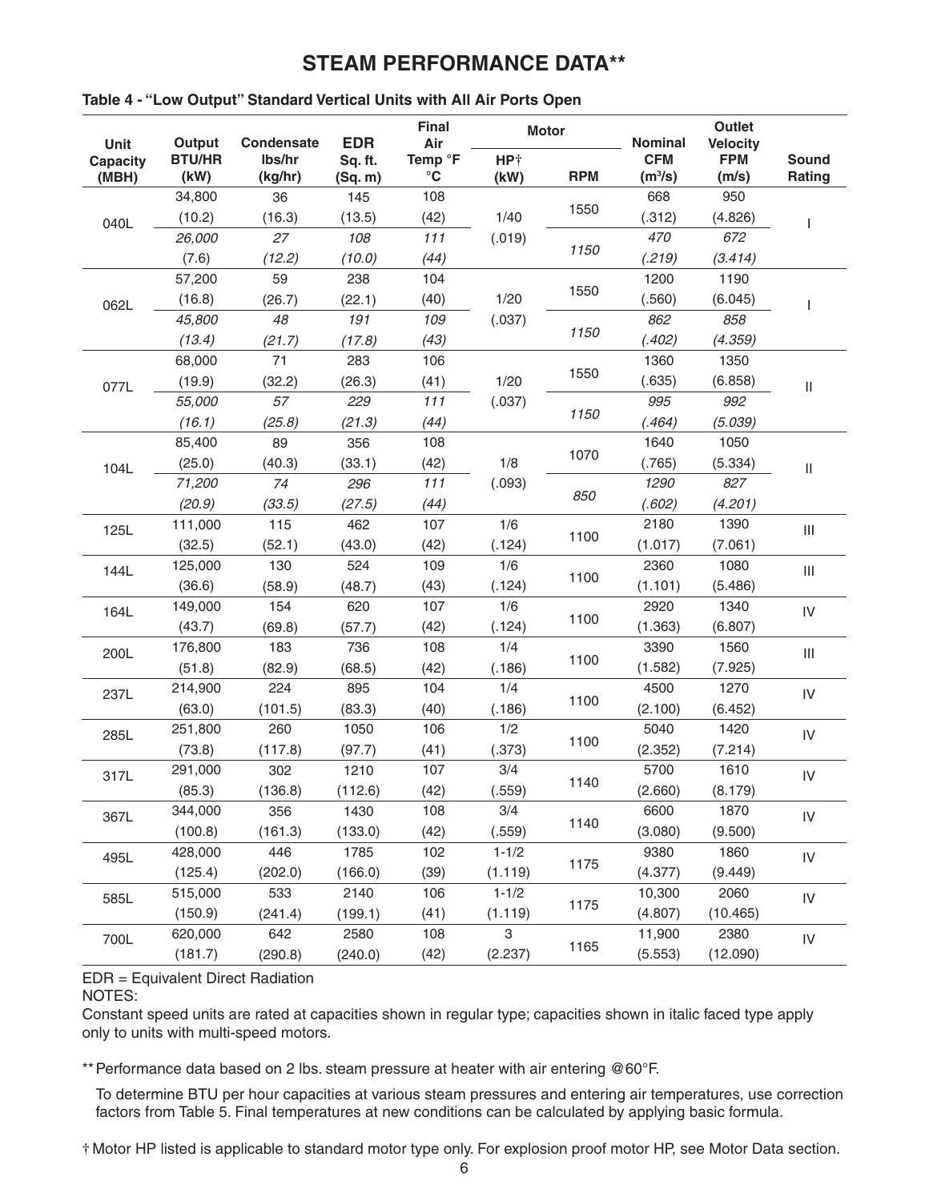# STEAM PERFORMANCE DATA**

**Table 4 - "Low Output" Standard Vertical Units with All Air Ports Open**

| Unit Capacity (MBH) | Output BTU/HR (kW) | Condensate lbs/hr (kg/hr) | EDR Sq. ft. (Sq. m) | Final Air Temp °F °C | Motor HP† (kW) | Motor RPM | Nominal CFM ($m^3/s$) | Outlet Velocity FPM (m/s) | Sound Rating |
|---|---|---|---|---|---|---|---|---|---|
| 040L | 34,800 (10.2) | 36 (16.3) | 145 (13.5) | 108 (42) | 1/40 (.019) | 1550 | 668 (.312) | 950 (4.826) | I |
| | *26,000 (7.6)* | *27 (12.2)* | *108 (10.0)* | *111 (44)* | | *1150* | *470 (.219)* | *672 (3.414)* | |
| 062L | 57,200 (16.8) | 59 (26.7) | 238 (22.1) | 104 (40) | 1/20 (.037) | 1550 | 1200 (.560) | 1190 (6.045) | I |
| | *45,800 (13.4)* | *48 (21.7)* | *191 (17.8)* | *109 (43)* | | *1150* | *862 (.402)* | *858 (4.359)* | |
| 077L | 68,000 (19.9) | 71 (32.2) | 283 (26.3) | 106 (41) | 1/20 (.037) | 1550 | 1360 (.635) | 1350 (6.858) | II |
| | *55,000 (16.1)* | *57 (25.8)* | *229 (21.3)* | *111 (44)* | | *1150* | *995 (.464)* | *992 (5.039)* | |
| 104L | 85,400 (25.0) | 89 (40.3) | 356 (33.1) | 108 (42) | 1/8 (.093) | 1070 | 1640 (.765) | 1050 (5.334) | II |
| | *71,200 (20.9)* | *74 (33.5)* | *296 (27.5)* | *111 (44)* | | *850* | *1290 (.602)* | *827 (4.201)* | |
| 125L | 111,000 (32.5) | 115 (52.1) | 462 (43.0) | 107 (42) | 1/6 (.124) | 1100 | 2180 (1.017) | 1390 (7.061) | III |
| 144L | 125,000 (36.6) | 130 (58.9) | 524 (48.7) | 109 (43) | 1/6 (.124) | 1100 | 2360 (1.101) | 1080 (5.486) | III |
| 164L | 149,000 (43.7) | 154 (69.8) | 620 (57.7) | 107 (42) | 1/6 (.124) | 1100 | 2920 (1.363) | 1340 (6.807) | IV |
| 200L | 176,800 (51.8) | 183 (82.9) | 736 (68.5) | 108 (42) | 1/4 (.186) | 1100 | 3390 (1.582) | 1560 (7.925) | III |
| 237L | 214,900 (63.0) | 224 (101.5) | 895 (83.3) | 104 (40) | 1/4 (.186) | 1100 | 4500 (2.100) | 1270 (6.452) | IV |
| 285L | 251,800 (73.8) | 260 (117.8) | 1050 (97.7) | 106 (41) | 1/2 (.373) | 1100 | 5040 (2.352) | 1420 (7.214) | IV |
| 317L | 291,000 (85.3) | 302 (136.8) | 1210 (112.6) | 107 (42) | 3/4 (.559) | 1140 | 5700 (2.660) | 1610 (8.179) | IV |
| 367L | 344,000 (100.8) | 356 (161.3) | 1430 (133.0) | 108 (42) | 3/4 (.559) | 1140 | 6600 (3.080) | 1870 (9.500) | IV |
| 495L | 428,000 (125.4) | 446 (202.0) | 1785 (166.0) | 102 (39) | 1-1/2 (1.119) | 1175 | 9380 (4.377) | 1860 (9.449) | IV |
| 585L | 515,000 (150.9) | 533 (241.4) | 2140 (199.1) | 106 (41) | 1-1/2 (1.119) | 1175 | 10,300 (4.807) | 2060 (10.465) | IV |
| 700L | 620,000 (181.7) | 642 (290.8) | 2580 (240.0) | 108 (42) | 3 (2.237) | 1165 | 11,900 (5.553) | 2380 (12.090) | IV |

EDR = Equivalent Direct Radiation

NOTES:

Constant speed units are rated at capacities shown in regular type; capacities shown in italic faced type apply only to units with multi-speed motors.

** Performance data based on 2 lbs. steam pressure at heater with air entering @60°F.

To determine BTU per hour capacities at various steam pressures and entering air temperatures, use correction factors from Table 5. Final temperatures at new conditions can be calculated by applying basic formula.

† Motor HP listed is applicable to standard motor type only. For explosion proof motor HP, see Motor Data section.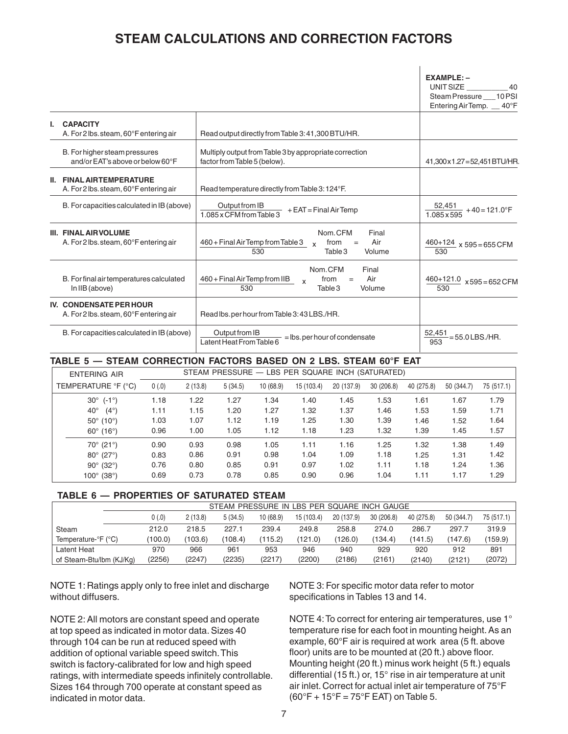# STEAM CALCULATIONS AND CORRECTION FACTORS

| | | **EXAMPLE: –** UNIT SIZE 40; Steam Pressure 10 PSI; Entering Air Temp. 40°F |
|---|---|---|
| **I. CAPACITY** A. For 2 lbs. steam, 60°F entering air | Read output directly from Table 3: 41,300 BTU/HR. | |
| B. For higher steam pressures and/or EAT's above or below 60°F | Multiply output from Table 3 by appropriate correction factor from Table 5 (below). | 41,300 x 1.27 = 52,451 BTU/HR. |
| **II. FINAL AIR TEMPERATURE** A. For 2 lbs. steam, 60°F entering air | Read temperature directly from Table 3: 124°F. | |
| B. For capacities calculated in IB (above) | $\frac{\text{Output from IB}}{1.085 \times \text{CFM from Table 3}} + \text{EAT} = \text{Final Air Temp}$ | $\frac{52{,}451}{1.085 \times 595} + 40 = 121.0°F$ |
| **III. FINAL AIR VOLUME** A. For 2 lbs. steam, 60°F entering air | $\frac{460 + \text{Final Air Temp from Table 3}}{530} \times \text{Nom. CFM from Table 3} = \text{Final Air Volume}$ | $\frac{460+124}{530} \times 595 = 655$ CFM |
| B. For final air temperatures calculated In IIB (above) | $\frac{460 + \text{Final Air Temp from IIB}}{530} \times \text{Nom. CFM from Table 3} = \text{Final Air Volume}$ | $\frac{460+121.0}{530} \times 595 = 652$ CFM |
| **IV. CONDENSATE PER HOUR** A. For 2 lbs. steam, 60°F entering air | Read lbs. per hour from Table 3: 43 LBS./HR. | |
| B. For capacities calculated in IB (above) | $\frac{\text{Output from IB}}{\text{Latent Heat From Table 6}} = \text{lbs. per hour of condensate}$ | $\frac{52{,}451}{953} = 55.0$ LBS./HR. |

## TABLE 5 — STEAM CORRECTION FACTORS BASED ON 2 LBS. STEAM 60°F EAT

| ENTERING AIR | STEAM PRESSURE — LBS PER SQUARE INCH (SATURATED) | | | | | | | | | |
|---|---|---|---|---|---|---|---|---|---|---|
| TEMPERATURE °F (°C) | 0 (.0) | 2 (13.8) | 5 (34.5) | 10 (68.9) | 15 (103.4) | 20 (137.9) | 30 (206.8) | 40 (275.8) | 50 (344.7) | 75 (517.1) |
| 30° (-1°) | 1.18 | 1.22 | 1.27 | 1.34 | 1.40 | 1.45 | 1.53 | 1.61 | 1.67 | 1.79 |
| 40° (4°) | 1.11 | 1.15 | 1.20 | 1.27 | 1.32 | 1.37 | 1.46 | 1.53 | 1.59 | 1.71 |
| 50° (10°) | 1.03 | 1.07 | 1.12 | 1.19 | 1.25 | 1.30 | 1.39 | 1.46 | 1.52 | 1.64 |
| 60° (16°) | 0.96 | 1.00 | 1.05 | 1.12 | 1.18 | 1.23 | 1.32 | 1.39 | 1.45 | 1.57 |
| 70° (21°) | 0.90 | 0.93 | 0.98 | 1.05 | 1.11 | 1.16 | 1.25 | 1.32 | 1.38 | 1.49 |
| 80° (27°) | 0.83 | 0.86 | 0.91 | 0.98 | 1.04 | 1.09 | 1.18 | 1.25 | 1.31 | 1.42 |
| 90° (32°) | 0.76 | 0.80 | 0.85 | 0.91 | 0.97 | 1.02 | 1.11 | 1.18 | 1.24 | 1.36 |
| 100° (38°) | 0.69 | 0.73 | 0.78 | 0.85 | 0.90 | 0.96 | 1.04 | 1.11 | 1.17 | 1.29 |

## TABLE 6 — PROPERTIES OF SATURATED STEAM

| | STEAM PRESSURE IN LBS PER SQUARE INCH GAUGE | | | | | | | | | |
|---|---|---|---|---|---|---|---|---|---|---|
| | 0 (.0) | 2 (13.8) | 5 (34.5) | 10 (68.9) | 15 (103.4) | 20 (137.9) | 30 (206.8) | 40 (275.8) | 50 (344.7) | 75 (517.1) |
| Steam Temperature-°F (°C) | 212.0 (100.0) | 218.5 (103.6) | 227.1 (108.4) | 239.4 (115.2) | 249.8 (121.0) | 258.8 (126.0) | 274.0 (134.4) | 286.7 (141.5) | 297.7 (147.6) | 319.9 (159.9) |
| Latent Heat of Steam-Btu/lbm (KJ/Kg) | 970 (2256) | 966 (2247) | 961 (2235) | 953 (2217) | 946 (2200) | 940 (2186) | 929 (2161) | 920 (2140) | 912 (2121) | 891 (2072) |

NOTE 1: Ratings apply only to free inlet and discharge without diffusers.

NOTE 2: All motors are constant speed and operate at top speed as indicated in motor data. Sizes 40 through 104 can be run at reduced speed with addition of optional variable speed switch. This switch is factory-calibrated for low and high speed ratings, with intermediate speeds infinitely controllable. Sizes 164 through 700 operate at constant speed as indicated in motor data.

NOTE 3: For specific motor data refer to motor specifications in Tables 13 and 14.

NOTE 4: To correct for entering air temperatures, use 1° temperature rise for each foot in mounting height. As an example, 60°F air is required at work area (5 ft. above floor) units are to be mounted at (20 ft.) above floor. Mounting height (20 ft.) minus work height (5 ft.) equals differential (15 ft.) or, 15° rise in air temperature at unit air inlet. Correct for actual inlet air temperature of 75°F (60°F + 15°F = 75°F EAT) on Table 5.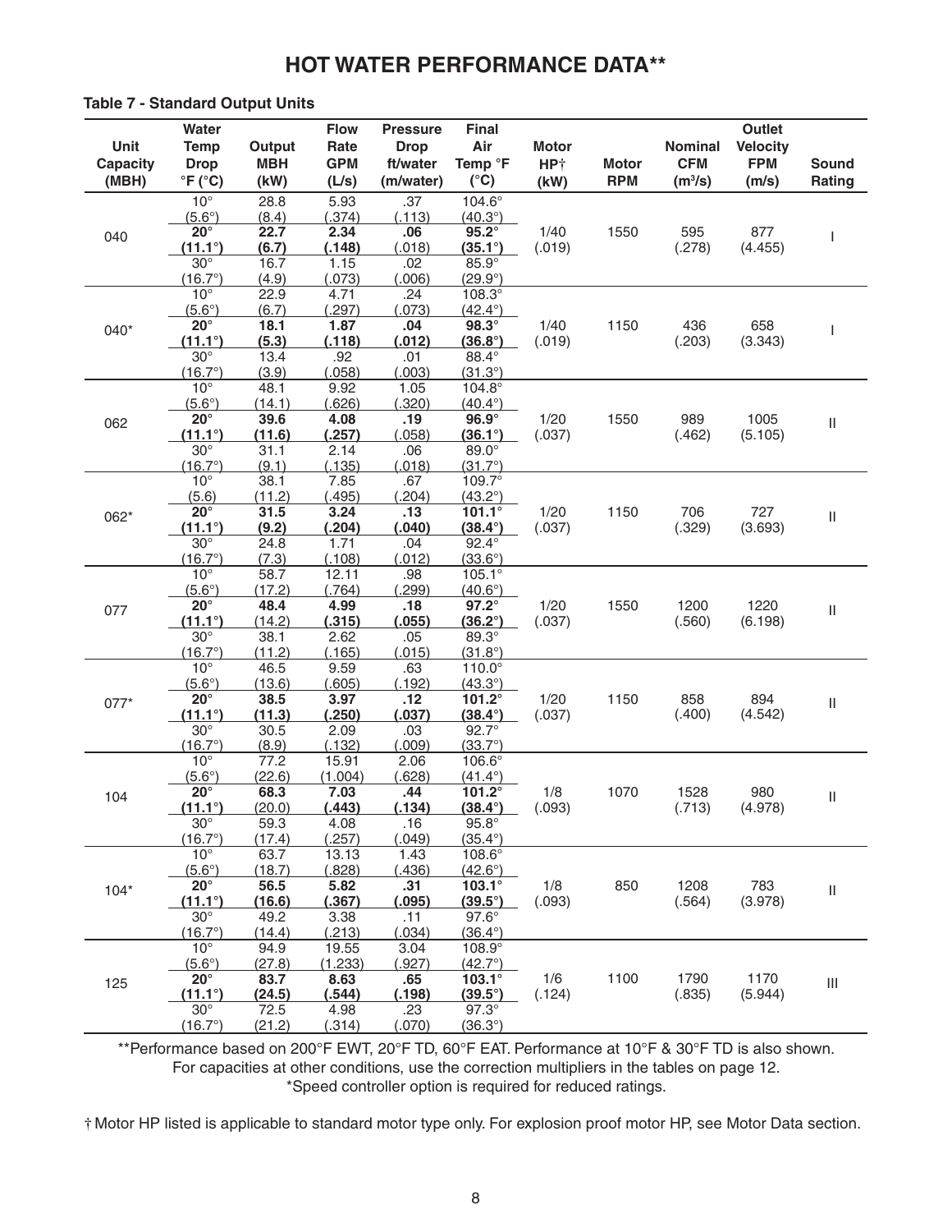# HOT WATER PERFORMANCE DATA**

**Table 7 - Standard Output Units**

| Unit Capacity (MBH) | Water Temp Drop °F (°C) | Output MBH (kW) | Flow Rate GPM (L/s) | Pressure Drop ft/water (m/water) | Final Air Temp °F (°C) | Motor HP† (kW) | Motor RPM | Nominal CFM (m³/s) | Outlet Velocity FPM (m/s) | Sound Rating |
|---|---|---|---|---|---|---|---|---|---|---|
| 040 | 10° (5.6°) | 28.8 (8.4) | 5.93 (.374) | .37 (.113) | 104.6° (40.3°) | 1/40 (.019) | 1550 | 595 (.278) | 877 (4.455) | I |
| | **20° (11.1°)** | **22.7 (6.7)** | **2.34 (.148)** | **.06** (.018) | **95.2° (35.1°)** | | | | | |
| | 30° (16.7°) | 16.7 (4.9) | 1.15 (.073) | .02 (.006) | 85.9° (29.9°) | | | | | |
| 040* | 10° (5.6°) | 22.9 (6.7) | 4.71 (.297) | .24 (.073) | 108.3° (42.4°) | 1/40 (.019) | 1150 | 436 (.203) | 658 (3.343) | I |
| | **20° (11.1°)** | **18.1 (5.3)** | **1.87 (.118)** | **.04 (.012)** | **98.3° (36.8°)** | | | | | |
| | 30° (16.7°) | 13.4 (3.9) | .92 (.058) | .01 (.003) | 88.4° (31.3°) | | | | | |
| 062 | 10° (5.6°) | 48.1 (14.1) | 9.92 (.626) | 1.05 (.320) | 104.8° (40.4°) | 1/20 (.037) | 1550 | 989 (.462) | 1005 (5.105) | II |
| | **20° (11.1°)** | **39.6 (11.6)** | **4.08 (.257)** | **.19** (.058) | **96.9° (36.1°)** | | | | | |
| | 30° (16.7°) | 31.1 (9.1) | 2.14 (.135) | .06 (.018) | 89.0° (31.7°) | | | | | |
| 062* | 10° (5.6) | 38.1 (11.2) | 7.85 (.495) | .67 (.204) | 109.7° (43.2°) | 1/20 (.037) | 1150 | 706 (.329) | 727 (3.693) | II |
| | **20° (11.1°)** | **31.5 (9.2)** | **3.24 (.204)** | **.13 (.040)** | **101.1° (38.4°)** | | | | | |
| | 30° (16.7°) | 24.8 (7.3) | 1.71 (.108) | .04 (.012) | 92.4° (33.6°) | | | | | |
| 077 | 10° (5.6°) | 58.7 (17.2) | 12.11 (.764) | .98 (.299) | 105.1° (40.6°) | 1/20 (.037) | 1550 | 1200 (.560) | 1220 (6.198) | II |
| | **20° (11.1°)** | **48.4 (14.2)** | **4.99 (.315)** | **.18 (.055)** | **97.2° (36.2°)** | | | | | |
| | 30° (16.7°) | 38.1 (11.2) | 2.62 (.165) | .05 (.015) | 89.3° (31.8°) | | | | | |
| 077* | 10° (5.6°) | 46.5 (13.6) | 9.59 (.605) | .63 (.192) | 110.0° (43.3°) | 1/20 (.037) | 1150 | 858 (.400) | 894 (4.542) | II |
| | **20° (11.1°)** | **38.5 (11.3)** | **3.97 (.250)** | **.12 (.037)** | **101.2° (38.4°)** | | | | | |
| | 30° (16.7°) | 30.5 (8.9) | 2.09 (.132) | .03 (.009) | 92.7° (33.7°) | | | | | |
| 104 | 10° (5.6°) | 77.2 (22.6) | 15.91 (1.004) | 2.06 (.628) | 106.6° (41.4°) | 1/8 (.093) | 1070 | 1528 (.713) | 980 (4.978) | II |
| | **20° (11.1°)** | **68.3 (20.0)** | **7.03 (.443)** | **.44 (.134)** | **101.2° (38.4°)** | | | | | |
| | 30° (16.7°) | 59.3 (17.4) | 4.08 (.257) | .16 (.049) | 95.8° (35.4°) | | | | | |
| 104* | 10° (5.6°) | 63.7 (18.7) | 13.13 (.828) | 1.43 (.436) | 108.6° (42.6°) | 1/8 (.093) | 850 | 1208 (.564) | 783 (3.978) | II |
| | **20° (11.1°)** | **56.5 (16.6)** | **5.82 (.367)** | **.31 (.095)** | **103.1° (39.5°)** | | | | | |
| | 30° (16.7°) | 49.2 (14.4) | 3.38 (.213) | .11 (.034) | 97.6° (36.4°) | | | | | |
| 125 | 10° (5.6°) | 94.9 (27.8) | 19.55 (1.233) | 3.04 (.927) | 108.9° (42.7°) | 1/6 (.124) | 1100 | 1790 (.835) | 1170 (5.944) | III |
| | **20° (11.1°)** | **83.7 (24.5)** | **8.63 (.544)** | **.65 (.198)** | **103.1° (39.5°)** | | | | | |
| | 30° (16.7°) | 72.5 (21.2) | 4.98 (.314) | .23 (.070) | 97.3° (36.3°) | | | | | |

**Performance based on 200°F EWT, 20°F TD, 60°F EAT. Performance at 10°F & 30°F TD is also shown.
For capacities at other conditions, use the correction multipliers in the tables on page 12.
*Speed controller option is required for reduced ratings.

† Motor HP listed is applicable to standard motor type only. For explosion proof motor HP, see Motor Data section.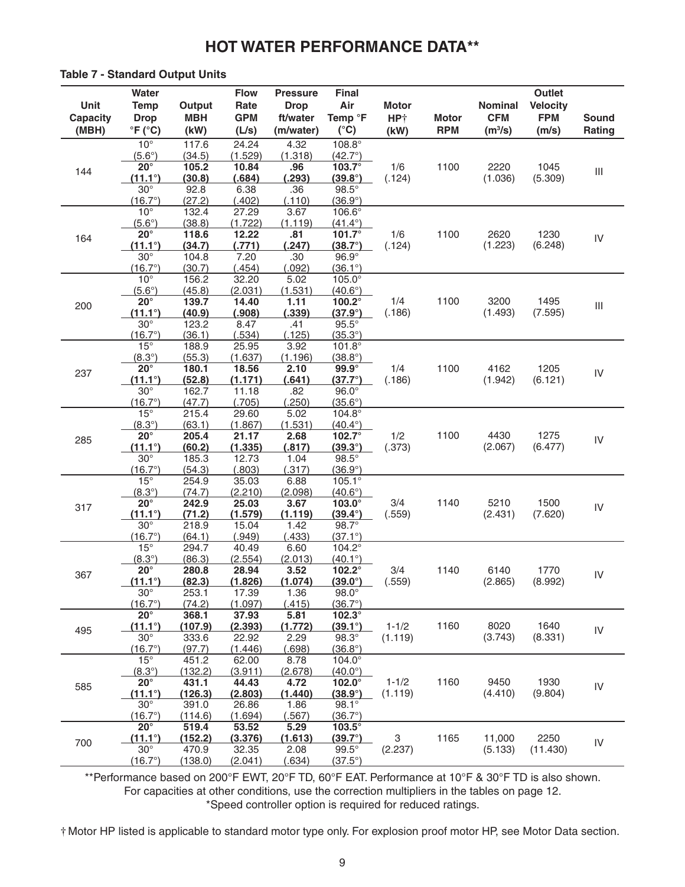# HOT WATER PERFORMANCE DATA**

**Table 7 - Standard Output Units**

| Unit Capacity (MBH) | Water Temp Drop °F (°C) | Output MBH (kW) | Flow Rate GPM (L/s) | Pressure Drop ft/water (m/water) | Final Air Temp °F (°C) | Motor HP† (kW) | Motor RPM | Nominal CFM ($m^3$/s) | Outlet Velocity FPM (m/s) | Sound Rating |
|---|---|---|---|---|---|---|---|---|---|---|
| 144 | 10° (5.6°) | 117.6 (34.5) | 24.24 (1.529) | 4.32 (1.318) | 108.8° (42.7°) | 1/6 (.124) | 1100 | 2220 (1.036) | 1045 (5.309) | III |
| | **20° (11.1°)** | **105.2 (30.8)** | **10.84 (.684)** | **.96 (.293)** | **103.7° (39.8°)** | | | | | |
| | 30° (16.7°) | 92.8 (27.2) | 6.38 (.402) | .36 (.110) | 98.5° (36.9°) | | | | | |
| 164 | 10° (5.6°) | 132.4 (38.8) | 27.29 (1.722) | 3.67 (1.119) | 106.6° (41.4°) | 1/6 (.124) | 1100 | 2620 (1.223) | 1230 (6.248) | IV |
| | **20° (11.1°)** | **118.6 (34.7)** | **12.22 (.771)** | **.81 (.247)** | **101.7° (38.7°)** | | | | | |
| | 30° (16.7°) | 104.8 (30.7) | 7.20 (.454) | .30 (.092) | 96.9° (36.1°) | | | | | |
| 200 | 10° (5.6°) | 156.2 (45.8) | 32.20 (2.031) | 5.02 (1.531) | 105.0° (40.6°) | 1/4 (.186) | 1100 | 3200 (1.493) | 1495 (7.595) | III |
| | **20° (11.1°)** | **139.7 (40.9)** | **14.40 (.908)** | **1.11 (.339)** | **100.2° (37.9°)** | | | | | |
| | 30° (16.7°) | 123.2 (36.1) | 8.47 (.534) | .41 (.125) | 95.5° (35.3°) | | | | | |
| 237 | 15° (8.3°) | 188.9 (55.3) | 25.95 (1.637) | 3.92 (1.196) | 101.8° (38.8°) | 1/4 (.186) | 1100 | 4162 (1.942) | 1205 (6.121) | IV |
| | **20° (11.1°)** | **180.1 (52.8)** | **18.56 (1.171)** | **2.10 (.641)** | **99.9° (37.7°)** | | | | | |
| | 30° (16.7°) | 162.7 (47.7) | 11.18 (.705) | .82 (.250) | 96.0° (35.6°) | | | | | |
| 285 | 15° (8.3°) | 215.4 (63.1) | 29.60 (1.867) | 5.02 (1.531) | 104.8° (40.4°) | 1/2 (.373) | 1100 | 4430 (2.067) | 1275 (6.477) | IV |
| | **20° (11.1°)** | **205.4 (60.2)** | **21.17 (1.335)** | **2.68 (.817)** | **102.7° (39.3°)** | | | | | |
| | 30° (16.7°) | 185.3 (54.3) | 12.73 (.803) | 1.04 (.317) | 98.5° (36.9°) | | | | | |
| 317 | 15° (8.3°) | 254.9 (74.7) | 35.03 (2.210) | 6.88 (2.098) | 105.1° (40.6°) | 3/4 (.559) | 1140 | 5210 (2.431) | 1500 (7.620) | IV |
| | **20° (11.1°)** | **242.9 (71.2)** | **25.03 (1.579)** | **3.67 (1.119)** | **103.0° (39.4°)** | | | | | |
| | 30° (16.7°) | 218.9 (64.1) | 15.04 (.949) | 1.42 (.433) | 98.7° (37.1°) | | | | | |
| 367 | 15° (8.3°) | 294.7 (86.3) | 40.49 (2.554) | 6.60 (2.013) | 104.2° (40.1°) | 3/4 (.559) | 1140 | 6140 (2.865) | 1770 (8.992) | IV |
| | **20° (11.1°)** | **280.8 (82.3)** | **28.94 (1.826)** | **3.52 (1.074)** | **102.2° (39.0°)** | | | | | |
| | 30° (16.7°) | 253.1 (74.2) | 17.39 (1.097) | 1.36 (.415) | 98.0° (36.7°) | | | | | |
| 495 | **20° (11.1°)** | **368.1 (107.9)** | **37.93 (2.393)** | **5.81 (1.772)** | **102.3° (39.1°)** | 1-1/2 (1.119) | 1160 | 8020 (3.743) | 1640 (8.331) | IV |
| | 30° (16.7°) | 333.6 (97.7) | 22.92 (1.446) | 2.29 (.698) | 98.3° (36.8°) | | | | | |
| 585 | 15° (8.3°) | 451.2 (132.2) | 62.00 (3.911) | 8.78 (2.678) | 104.0° (40.0°) | 1-1/2 (1.119) | 1160 | 9450 (4.410) | 1930 (9.804) | IV |
| | **20° (11.1°)** | **431.1 (126.3)** | **44.43 (2.803)** | **4.72 (1.440)** | **102.0° (38.9°)** | | | | | |
| | 30° (16.7°) | 391.0 (114.6) | 26.86 (1.694) | 1.86 (.567) | 98.1° (36.7°) | | | | | |
| 700 | **20° (11.1°)** | **519.4 (152.2)** | **53.52 (3.376)** | **5.29 (1.613)** | **103.5° (39.7°)** | 3 (2.237) | 1165 | 11,000 (5.133) | 2250 (11.430) | IV |
| | 30° (16.7°) | 470.9 (138.0) | 32.35 (2.041) | 2.08 (.634) | 99.5° (37.5°) | | | | | |

**Performance based on 200°F EWT, 20°F TD, 60°F EAT. Performance at 10°F & 30°F TD is also shown.
For capacities at other conditions, use the correction multipliers in the tables on page 12.
*Speed controller option is required for reduced ratings.

† Motor HP listed is applicable to standard motor type only. For explosion proof motor HP, see Motor Data section.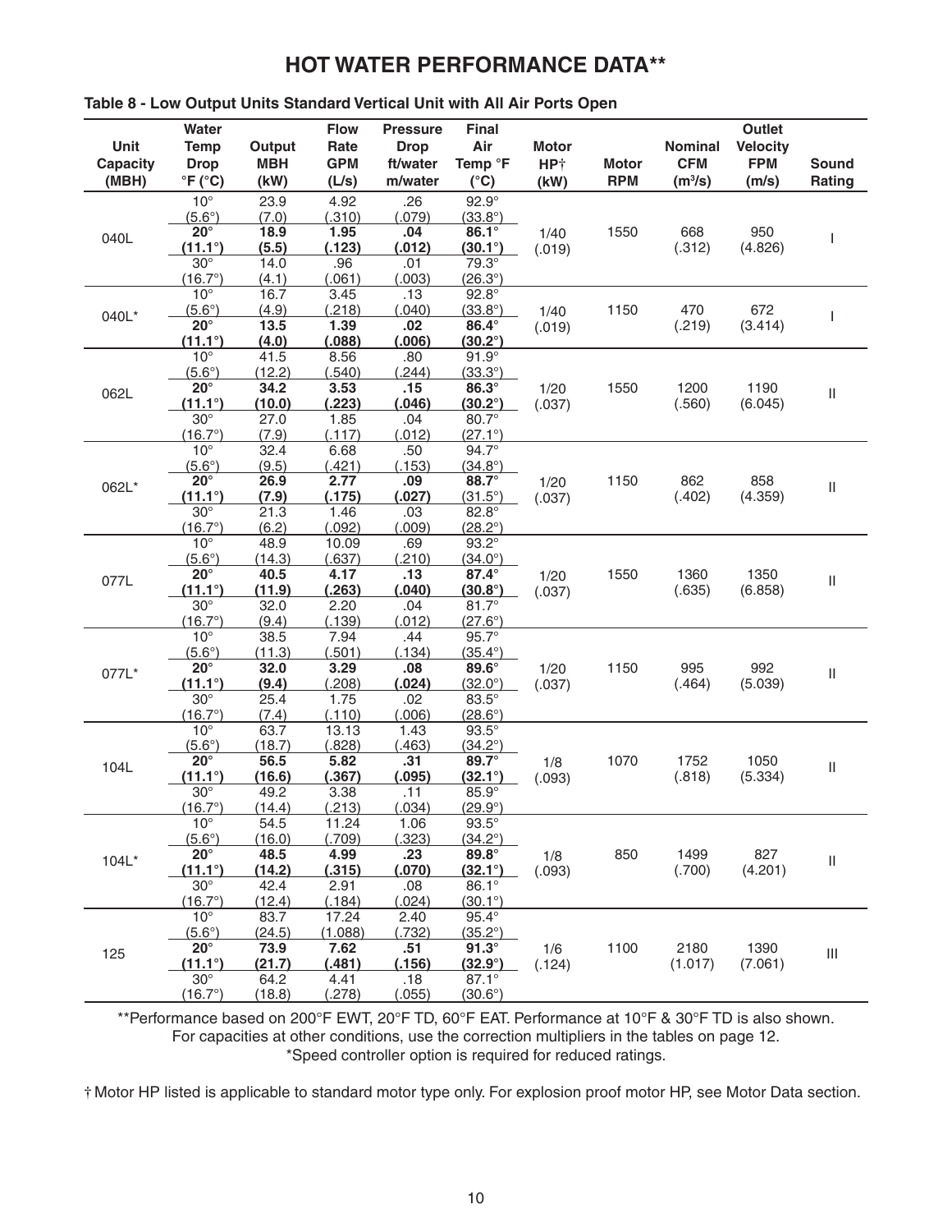# HOT WATER PERFORMANCE DATA**

**Table 8 - Low Output Units Standard Vertical Unit with All Air Ports Open**

| Unit Capacity (MBH) | Water Temp Drop °F (°C) | Output MBH (kW) | Flow Rate GPM (L/s) | Pressure Drop ft/water m/water | Final Air Temp °F (°C) | Motor HP† (kW) | Motor RPM | Nominal CFM ($m^3$/s) | Outlet Velocity FPM (m/s) | Sound Rating |
|---|---|---|---|---|---|---|---|---|---|---|
| 040L | 10° (5.6°) | 23.9 (7.0) | 4.92 (.310) | .26 (.079) | 92.9° (33.8°) | 1/40 (.019) | 1550 | 668 (.312) | 950 (4.826) | I |
| | **20° (11.1°)** | **18.9 (5.5)** | **1.95 (.123)** | **.04 (.012)** | **86.1° (30.1°)** | | | | | |
| | 30° (16.7°) | 14.0 (4.1) | .96 (.061) | .01 (.003) | 79.3° (26.3°) | | | | | |
| 040L* | 10° (5.6°) | 16.7 (4.9) | 3.45 (.218) | .13 (.040) | 92.8° (33.8°) | 1/40 (.019) | 1150 | 470 (.219) | 672 (3.414) | I |
| | **20° (11.1°)** | **13.5 (4.0)** | **1.39 (.088)** | **.02 (.006)** | **86.4° (30.2°)** | | | | | |
| 062L | 10° (5.6°) | 41.5 (12.2) | 8.56 (.540) | .80 (.244) | 91.9° (33.3°) | 1/20 (.037) | 1550 | 1200 (.560) | 1190 (6.045) | II |
| | **20° (11.1°)** | **34.2 (10.0)** | **3.53 (.223)** | **.15 (.046)** | **86.3° (30.2°)** | | | | | |
| | 30° (16.7°) | 27.0 (7.9) | 1.85 (.117) | .04 (.012) | 80.7° (27.1°) | | | | | |
| 062L* | 10° (5.6°) | 32.4 (9.5) | 6.68 (.421) | .50 (.153) | 94.7° (34.8°) | 1/20 (.037) | 1150 | 862 (.402) | 858 (4.359) | II |
| | **20° (11.1°)** | **26.9 (7.9)** | **2.77 (.175)** | **.09 (.027)** | **88.7°** (31.5°) | | | | | |
| | 30° (16.7°) | 21.3 (6.2) | 1.46 (.092) | .03 (.009) | 82.8° (28.2°) | | | | | |
| 077L | 10° (5.6°) | 48.9 (14.3) | 10.09 (.637) | .69 (.210) | 93.2° (34.0°) | 1/20 (.037) | 1550 | 1360 (.635) | 1350 (6.858) | II |
| | **20° (11.1°)** | **40.5 (11.9)** | **4.17 (.263)** | **.13 (.040)** | **87.4° (30.8°)** | | | | | |
| | 30° (16.7°) | 32.0 (9.4) | 2.20 (.139) | .04 (.012) | 81.7° (27.6°) | | | | | |
| 077L* | 10° (5.6°) | 38.5 (11.3) | 7.94 (.501) | .44 (.134) | 95.7° (35.4°) | 1/20 (.037) | 1150 | 995 (.464) | 992 (5.039) | II |
| | **20° (11.1°)** | **32.0 (9.4)** | **3.29** (.208) | **.08 (.024)** | **89.6°** (32.0°) | | | | | |
| | 30° (16.7°) | 25.4 (7.4) | 1.75 (.110) | .02 (.006) | 83.5° (28.6°) | | | | | |
| 104L | 10° (5.6°) | 63.7 (18.7) | 13.13 (.828) | 1.43 (.463) | 93.5° (34.2°) | 1/8 (.093) | 1070 | 1752 (.818) | 1050 (5.334) | II |
| | **20° (11.1°)** | **56.5 (16.6)** | **5.82 (.367)** | **.31 (.095)** | **89.7° (32.1°)** | | | | | |
| | 30° (16.7°) | 49.2 (14.4) | 3.38 (.213) | .11 (.034) | 85.9° (29.9°) | | | | | |
| 104L* | 10° (5.6°) | 54.5 (16.0) | 11.24 (.709) | 1.06 (.323) | 93.5° (34.2°) | 1/8 (.093) | 850 | 1499 (.700) | 827 (4.201) | II |
| | **20° (11.1°)** | **48.5 (14.2)** | **4.99 (.315)** | **.23 (.070)** | **89.8° (32.1°)** | | | | | |
| | 30° (16.7°) | 42.4 (12.4) | 2.91 (.184) | .08 (.024) | 86.1° (30.1°) | | | | | |
| 125 | 10° (5.6°) | 83.7 (24.5) | 17.24 (1.088) | 2.40 (.732) | 95.4° (35.2°) | 1/6 (.124) | 1100 | 2180 (1.017) | 1390 (7.061) | III |
| | **20° (11.1°)** | **73.9 (21.7)** | **7.62 (.481)** | **.51 (.156)** | **91.3° (32.9°)** | | | | | |
| | 30° (16.7°) | 64.2 (18.8) | 4.41 (.278) | .18 (.055) | 87.1° (30.6°) | | | | | |

**Performance based on 200°F EWT, 20°F TD, 60°F EAT. Performance at 10°F & 30°F TD is also shown. For capacities at other conditions, use the correction multipliers in the tables on page 12.

*Speed controller option is required for reduced ratings.

† Motor HP listed is applicable to standard motor type only. For explosion proof motor HP, see Motor Data section.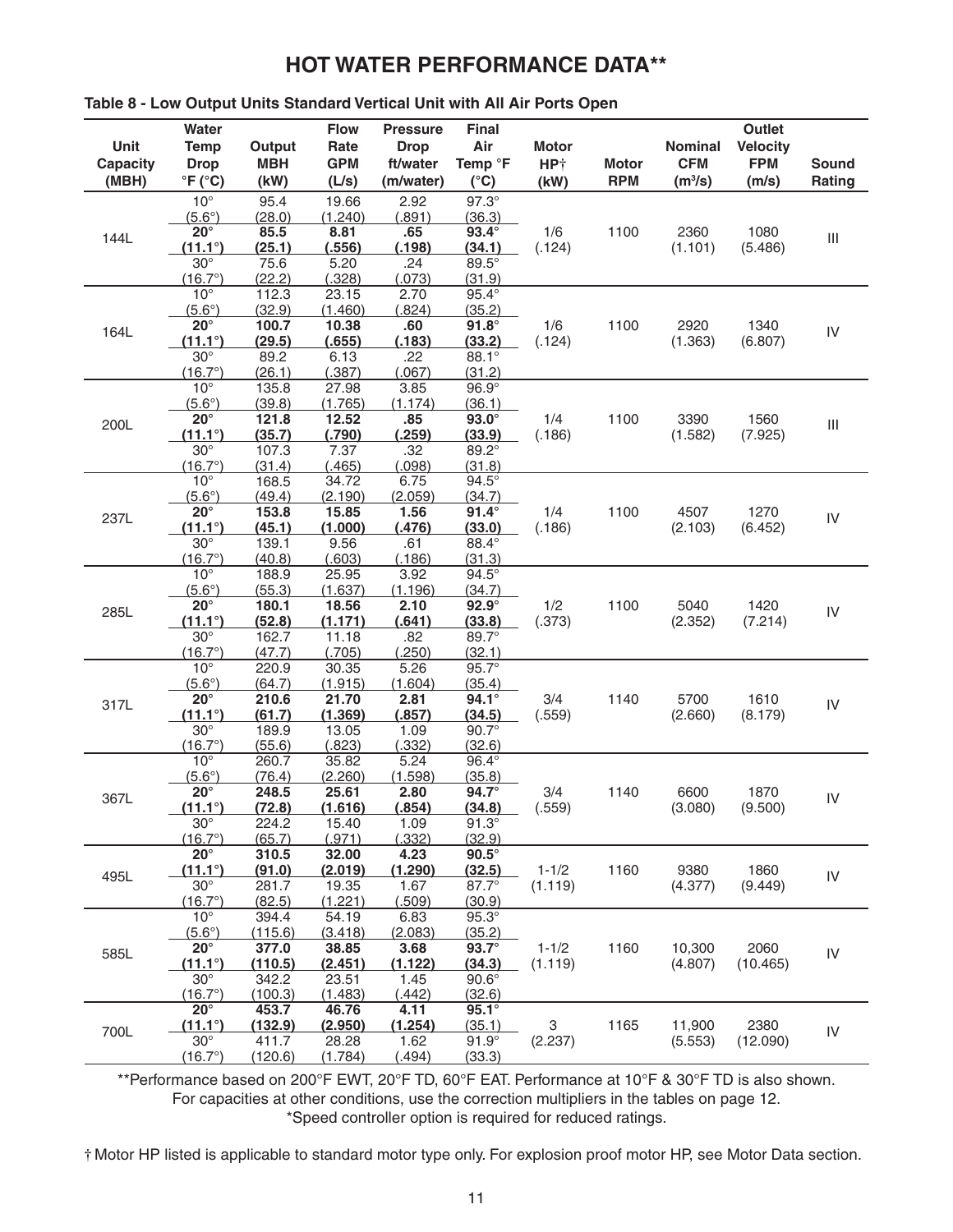# HOT WATER PERFORMANCE DATA**

**Table 8 - Low Output Units Standard Vertical Unit with All Air Ports Open**

| Unit Capacity (MBH) | Water Temp Drop °F (°C) | Output MBH (kW) | Flow Rate GPM (L/s) | Pressure Drop ft/water (m/water) | Final Air Temp °F (°C) | Motor HP† (kW) | Motor RPM | Nominal CFM ($m^3$/s) | Outlet Velocity FPM (m/s) | Sound Rating |
|---|---|---|---|---|---|---|---|---|---|---|
| 144L | 10° (5.6°) | 95.4 (28.0) | 19.66 (1.240) | 2.92 (.891) | 97.3° (36.3) | 1/6 (.124) | 1100 | 2360 (1.101) | 1080 (5.486) | III |
| | **20° (11.1°)** | **85.5 (25.1)** | **8.81 (.556)** | **.65 (.198)** | **93.4° (34.1)** | | | | | |
| | 30° (16.7°) | 75.6 (22.2) | 5.20 (.328) | .24 (.073) | 89.5° (31.9) | | | | | |
| 164L | 10° (5.6°) | 112.3 (32.9) | 23.15 (1.460) | 2.70 (.824) | 95.4° (35.2) | 1/6 (.124) | 1100 | 2920 (1.363) | 1340 (6.807) | IV |
| | **20° (11.1°)** | **100.7 (29.5)** | **10.38 (.655)** | **.60 (.183)** | **91.8° (33.2)** | | | | | |
| | 30° (16.7°) | 89.2 (26.1) | 6.13 (.387) | .22 (.067) | 88.1° (31.2) | | | | | |
| 200L | 10° (5.6°) | 135.8 (39.8) | 27.98 (1.765) | 3.85 (1.174) | 96.9° (36.1) | 1/4 (.186) | 1100 | 3390 (1.582) | 1560 (7.925) | III |
| | **20° (11.1°)** | **121.8 (35.7)** | **12.52 (.790)** | **.85 (.259)** | **93.0° (33.9)** | | | | | |
| | 30° (16.7°) | 107.3 (31.4) | 7.37 (.465) | .32 (.098) | 89.2° (31.8) | | | | | |
| 237L | 10° (5.6°) | 168.5 (49.4) | 34.72 (2.190) | 6.75 (2.059) | 94.5° (34.7) | 1/4 (.186) | 1100 | 4507 (2.103) | 1270 (6.452) | IV |
| | **20° (11.1°)** | **153.8 (45.1)** | **15.85 (1.000)** | **1.56 (.476)** | **91.4° (33.0)** | | | | | |
| | 30° (16.7°) | 139.1 (40.8) | 9.56 (.603) | .61 (.186) | 88.4° (31.3) | | | | | |
| 285L | 10° (5.6°) | 188.9 (55.3) | 25.95 (1.637) | 3.92 (1.196) | 94.5° (34.7) | 1/2 (.373) | 1100 | 5040 (2.352) | 1420 (7.214) | IV |
| | **20° (11.1°)** | **180.1 (52.8)** | **18.56 (1.171)** | **2.10 (.641)** | **92.9° (33.8)** | | | | | |
| | 30° (16.7°) | 162.7 (47.7) | 11.18 (.705) | .82 (.250) | 89.7° (32.1) | | | | | |
| 317L | 10° (5.6°) | 220.9 (64.7) | 30.35 (1.915) | 5.26 (1.604) | 95.7° (35.4) | 3/4 (.559) | 1140 | 5700 (2.660) | 1610 (8.179) | IV |
| | **20° (11.1°)** | **210.6 (61.7)** | **21.70 (1.369)** | **2.81 (.857)** | **94.1° (34.5)** | | | | | |
| | 30° (16.7°) | 189.9 (55.6) | 13.05 (.823) | 1.09 (.332) | 90.7° (32.6) | | | | | |
| 367L | 10° (5.6°) | 260.7 (76.4) | 35.82 (2.260) | 5.24 (1.598) | 96.4° (35.8) | 3/4 (.559) | 1140 | 6600 (3.080) | 1870 (9.500) | IV |
| | **20° (11.1°)** | **248.5 (72.8)** | **25.61 (1.616)** | **2.80 (.854)** | **94.7° (34.8)** | | | | | |
| | 30° (16.7°) | 224.2 (65.7) | 15.40 (.971) | 1.09 (.332) | 91.3° (32.9) | | | | | |
| 495L | **20° (11.1°)** | **310.5 (91.0)** | **32.00 (2.019)** | **4.23 (1.290)** | **90.5° (32.5)** | 1-1/2 (1.119) | 1160 | 9380 (4.377) | 1860 (9.449) | IV |
| | 30° (16.7°) | 281.7 (82.5) | 19.35 (1.221) | 1.67 (.509) | 87.7° (30.9) | | | | | |
| 585L | 10° (5.6°) | 394.4 (115.6) | 54.19 (3.418) | 6.83 (2.083) | 95.3° (35.2) | 1-1/2 (1.119) | 1160 | 10,300 (4.807) | 2060 (10.465) | IV |
| | **20° (11.1°)** | **377.0 (110.5)** | **38.85 (2.451)** | **3.68 (1.122)** | **93.7° (34.3)** | | | | | |
| | 30° (16.7°) | 342.2 (100.3) | 23.51 (1.483) | 1.45 (.442) | 90.6° (32.6) | | | | | |
| 700L | **20° (11.1°)** | **453.7 (132.9)** | **46.76 (2.950)** | **4.11 (1.254)** | **95.1° (35.1)** | 3 (2.237) | 1165 | 11,900 (5.553) | 2380 (12.090) | IV |
| | 30° (16.7°) | 411.7 (120.6) | 28.28 (1.784) | 1.62 (.494) | 91.9° (33.3) | | | | | |

**Performance based on 200°F EWT, 20°F TD, 60°F EAT. Performance at 10°F & 30°F TD is also shown.
For capacities at other conditions, use the correction multipliers in the tables on page 12.
*Speed controller option is required for reduced ratings.

† Motor HP listed is applicable to standard motor type only. For explosion proof motor HP, see Motor Data section.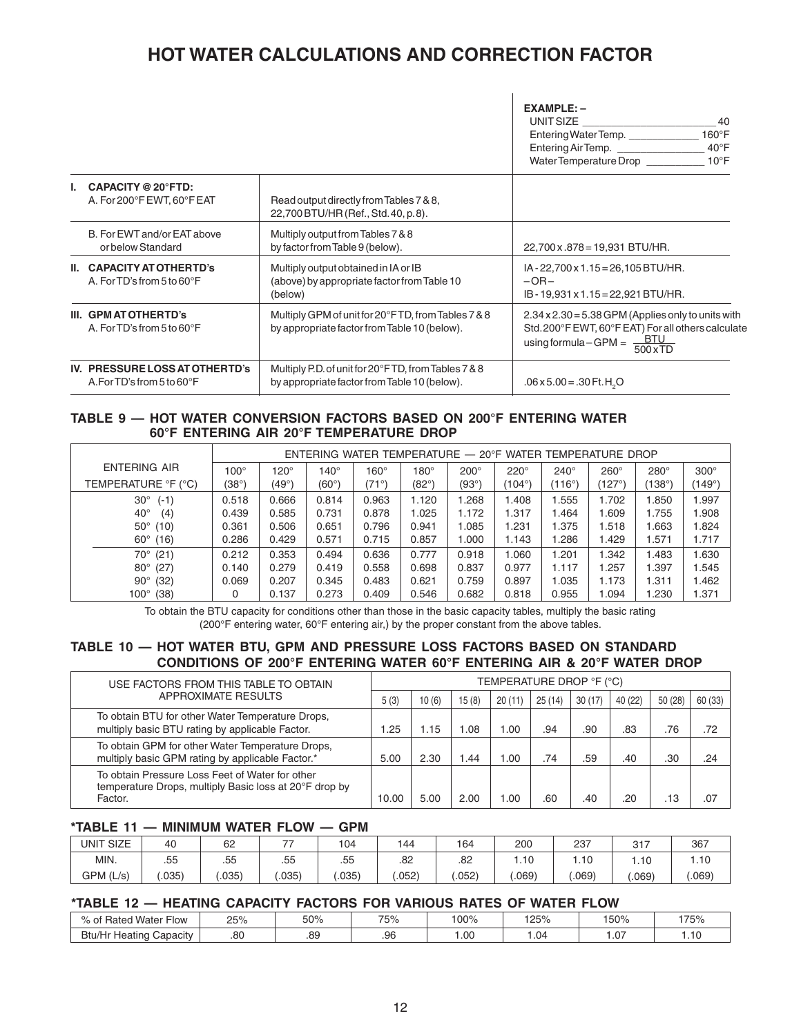# HOT WATER CALCULATIONS AND CORRECTION FACTOR

| | | **EXAMPLE: –**<br>UNIT SIZE ______ 40<br>Entering Water Temp. ______ 160°F<br>Entering Air Temp. ______ 40°F<br>Water Temperature Drop ______ 10°F |
|---|---|---|
| **I. CAPACITY @ 20°F TD:**<br>A. For 200°F EWT, 60°F EAT | Read output directly from Tables 7 & 8, 22,700 BTU/HR (Ref., Std. 40, p. 8). | |
| B. For EWT and/or EAT above or below Standard | Multiply output from Tables 7 & 8 by factor from Table 9 (below). | 22,700 x .878 = 19,931 BTU/HR. |
| **II. CAPACITY AT OTHER TD's**<br>A. For TD's from 5 to 60°F | Multiply output obtained in IA or IB (above) by appropriate factor from Table 10 (below) | IA - 22,700 x 1.15 = 26,105 BTU/HR.<br>– OR –<br>IB - 19,931 x 1.15 = 22,921 BTU/HR. |
| **III. GPM AT OTHER TD's**<br>A. For TD's from 5 to 60°F | Multiply GPM of unit for 20°F TD, from Tables 7 & 8 by appropriate factor from Table 10 (below). | 2.34 x 2.30 = 5.38 GPM (Applies only to units with Std. 200°F EWT, 60°F EAT) For all others calculate using formula – $GPM = \frac{BTU}{500 \times TD}$ |
| **IV. PRESSURE LOSS AT OTHER TD's**<br>A. For TD's from 5 to 60°F | Multiply P.D. of unit for 20°F TD, from Tables 7 & 8 by appropriate factor from Table 10 (below). | .06 x 5.00 = .30 Ft. $H_2O$ |

### TABLE 9 — HOT WATER CONVERSION FACTORS BASED ON 200°F ENTERING WATER 60°F ENTERING AIR 20°F TEMPERATURE DROP

| ENTERING AIR TEMPERATURE °F (°C) | ENTERING WATER TEMPERATURE — 20°F WATER TEMPERATURE DROP | | | | | | | | | | |
|---|---|---|---|---|---|---|---|---|---|---|---|
| | 100° (38°) | 120° (49°) | 140° (60°) | 160° (71°) | 180° (82°) | 200° (93°) | 220° (104°) | 240° (116°) | 260° (127°) | 280° (138°) | 300° (149°) |
| 30° (-1) | 0.518 | 0.666 | 0.814 | 0.963 | 1.120 | 1.268 | 1.408 | 1.555 | 1.702 | 1.850 | 1.997 |
| 40° (4) | 0.439 | 0.585 | 0.731 | 0.878 | 1.025 | 1.172 | 1.317 | 1.464 | 1.609 | 1.755 | 1.908 |
| 50° (10) | 0.361 | 0.506 | 0.651 | 0.796 | 0.941 | 1.085 | 1.231 | 1.375 | 1.518 | 1.663 | 1.824 |
| 60° (16) | 0.286 | 0.429 | 0.571 | 0.715 | 0.857 | 1.000 | 1.143 | 1.286 | 1.429 | 1.571 | 1.717 |
| 70° (21) | 0.212 | 0.353 | 0.494 | 0.636 | 0.777 | 0.918 | 1.060 | 1.201 | 1.342 | 1.483 | 1.630 |
| 80° (27) | 0.140 | 0.279 | 0.419 | 0.558 | 0.698 | 0.837 | 0.977 | 1.117 | 1.257 | 1.397 | 1.545 |
| 90° (32) | 0.069 | 0.207 | 0.345 | 0.483 | 0.621 | 0.759 | 0.897 | 1.035 | 1.173 | 1.311 | 1.462 |
| 100° (38) | 0 | 0.137 | 0.273 | 0.409 | 0.546 | 0.682 | 0.818 | 0.955 | 1.094 | 1.230 | 1.371 |

To obtain the BTU capacity for conditions other than those in the basic capacity tables, multiply the basic rating (200°F entering water, 60°F entering air,) by the proper constant from the above tables.

### TABLE 10 — HOT WATER BTU, GPM AND PRESSURE LOSS FACTORS BASED ON STANDARD CONDITIONS OF 200°F ENTERING WATER 60°F ENTERING AIR & 20°F WATER DROP

| USE FACTORS FROM THIS TABLE TO OBTAIN APPROXIMATE RESULTS | TEMPERATURE DROP °F (°C) | | | | | | | | |
|---|---|---|---|---|---|---|---|---|---|
| | 5 (3) | 10 (6) | 15 (8) | 20 (11) | 25 (14) | 30 (17) | 40 (22) | 50 (28) | 60 (33) |
| To obtain BTU for other Water Temperature Drops, multiply basic BTU rating by applicable Factor. | 1.25 | 1.15 | 1.08 | 1.00 | .94 | .90 | .83 | .76 | .72 |
| To obtain GPM for other Water Temperature Drops, multiply basic GPM rating by applicable Factor.* | 5.00 | 2.30 | 1.44 | 1.00 | .74 | .59 | .40 | .30 | .24 |
| To obtain Pressure Loss Feet of Water for other temperature Drops, multiply Basic loss at 20°F drop by Factor. | 10.00 | 5.00 | 2.00 | 1.00 | .60 | .40 | .20 | .13 | .07 |

### *TABLE 11 — MINIMUM WATER FLOW — GPM

| UNIT SIZE | 40 | 62 | 77 | 104 | 144 | 164 | 200 | 237 | 317 | 367 |
|---|---|---|---|---|---|---|---|---|---|---|
| MIN. | .55 | .55 | .55 | .55 | .82 | .82 | 1.10 | 1.10 | 1.10 | 1.10 |
| GPM (L/s) | (.035) | (.035) | (.035) | (.035) | (.052) | (.052) | (.069) | (.069) | (.069) | (.069) |

### *TABLE 12 — HEATING CAPACITY FACTORS FOR VARIOUS RATES OF WATER FLOW

| % of Rated Water Flow | 25% | 50% | 75% | 100% | 125% | 150% | 175% |
|---|---|---|---|---|---|---|---|
| Btu/Hr Heating Capacity | .80 | .89 | .96 | 1.00 | 1.04 | 1.07 | 1.10 |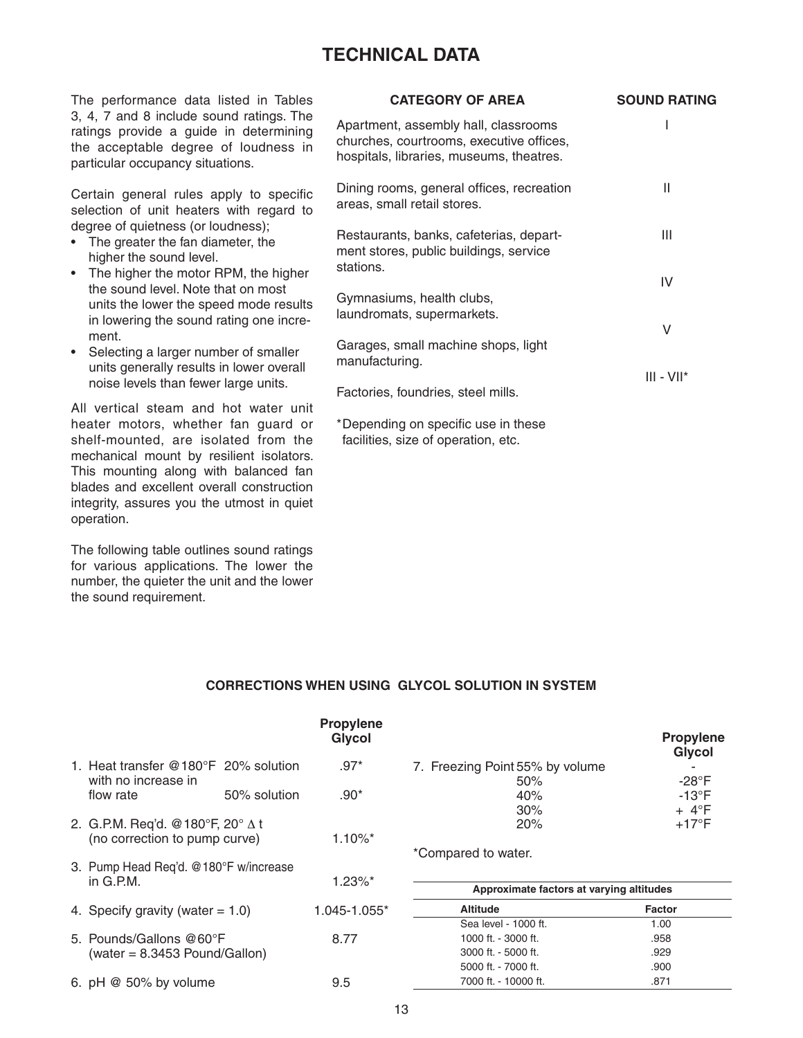# TECHNICAL DATA

The performance data listed in Tables 3, 4, 7 and 8 include sound ratings. The ratings provide a guide in determining the acceptable degree of loudness in particular occupancy situations.

Certain general rules apply to specific selection of unit heaters with regard to degree of quietness (or loudness);

- The greater the fan diameter, the higher the sound level.
- The higher the motor RPM, the higher the sound level. Note that on most units the lower the speed mode results in lowering the sound rating one increment.
- Selecting a larger number of smaller units generally results in lower overall noise levels than fewer large units.

All vertical steam and hot water unit heater motors, whether fan guard or shelf-mounted, are isolated from the mechanical mount by resilient isolators. This mounting along with balanced fan blades and excellent overall construction integrity, assures you the utmost in quiet operation.

The following table outlines sound ratings for various applications. The lower the number, the quieter the unit and the lower the sound requirement.

| CATEGORY OF AREA | SOUND RATING |
|---|---|
| Apartment, assembly hall, classrooms churches, courtrooms, executive offices, hospitals, libraries, museums, theatres. | I |
| Dining rooms, general offices, recreation areas, small retail stores. | II |
| Restaurants, banks, cafeterias, department stores, public buildings, service stations. | III |
| Gymnasiums, health clubs, laundromats, supermarkets. | IV |
| Garages, small machine shops, light manufacturing. | V |
| Factories, foundries, steel mills. | III - VII* |

*Depending on specific use in these facilities, size of operation, etc.

## CORRECTIONS WHEN USING GLYCOL SOLUTION IN SYSTEM

| | | Propylene Glycol |
|---|---|---|
| 1. Heat transfer @180°F with no increase in flow rate | 20% solution | .97* |
| | 50% solution | .90* |
| 2. G.P.M. Req'd. @180°F, 20° Δ t (no correction to pump curve) | | 1.10%* |
| 3. Pump Head Req'd. @180°F w/increase in G.P.M. | | 1.23%* |
| 4. Specify gravity (water = 1.0) | | 1.045-1.055* |
| 5. Pounds/Gallons @60°F (water = 8.3453 Pound/Gallon) | | 8.77 |
| 6. pH @ 50% by volume | | 9.5 |

| | | Propylene Glycol |
|---|---|---|
| 7. Freezing Point | 55% by volume | - |
| | 50% | -28°F |
| | 40% | -13°F |
| | 30% | + 4°F |
| | 20% | +17°F |

*Compared to water.

**Approximate factors at varying altitudes**

| Altitude | Factor |
|---|---|
| Sea level - 1000 ft. | 1.00 |
| 1000 ft. - 3000 ft. | .958 |
| 3000 ft. - 5000 ft. | .929 |
| 5000 ft. - 7000 ft. | .900 |
| 7000 ft. - 10000 ft. | .871 |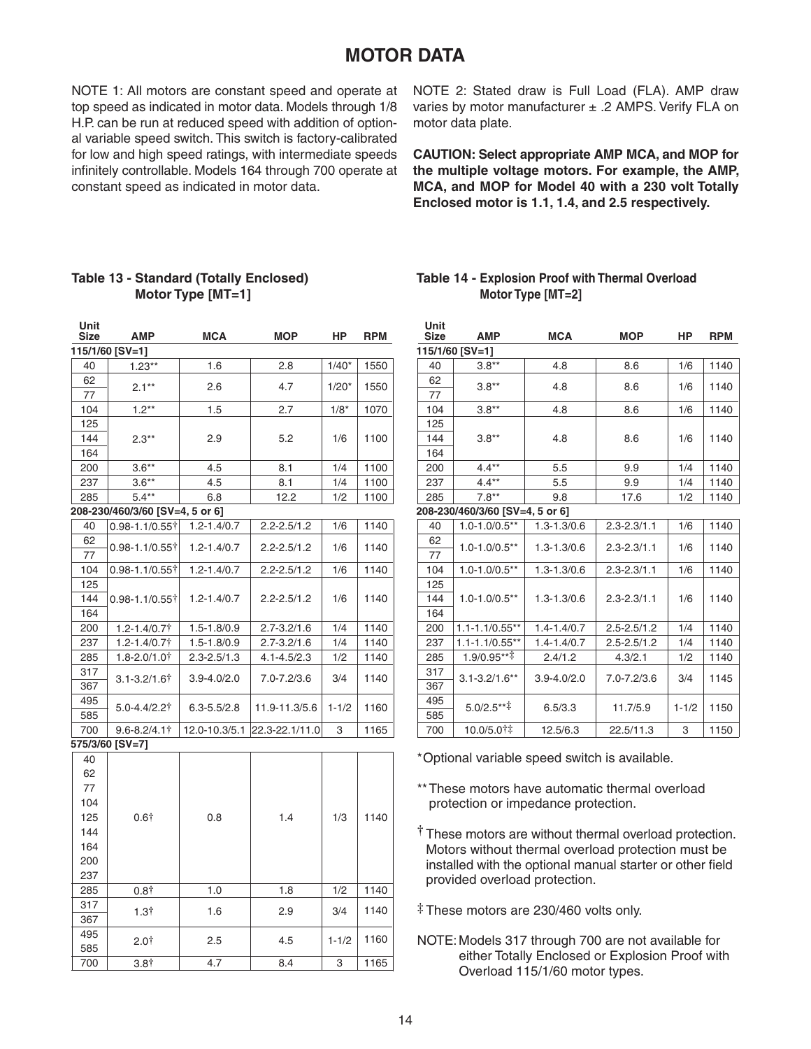# MOTOR DATA

NOTE 1: All motors are constant speed and operate at top speed as indicated in motor data. Models through 1/8 H.P. can be run at reduced speed with addition of optional variable speed switch. This switch is factory-calibrated for low and high speed ratings, with intermediate speeds infinitely controllable. Models 164 through 700 operate at constant speed as indicated in motor data.

NOTE 2: Stated draw is Full Load (FLA). AMP draw varies by motor manufacturer ± .2 AMPS. Verify FLA on motor data plate.

**CAUTION: Select appropriate AMP MCA, and MOP for the multiple voltage motors. For example, the AMP, MCA, and MOP for Model 40 with a 230 volt Totally Enclosed motor is 1.1, 1.4, and 2.5 respectively.**

### Table 13 - Standard (Totally Enclosed) Motor Type [MT=1]

| Unit Size | AMP | MCA | MOP | HP | RPM |
|---|---|---|---|---|---|
| **115/1/60 [SV=1]** | | | | | |
| 40 | 1.23** | 1.6 | 2.8 | 1/40* | 1550 |
| 62, 77 | 2.1** | 2.6 | 4.7 | 1/20* | 1550 |
| 104 | 1.2** | 1.5 | 2.7 | 1/8* | 1070 |
| 125, 144, 164 | 2.3** | 2.9 | 5.2 | 1/6 | 1100 |
| 200 | 3.6** | 4.5 | 8.1 | 1/4 | 1100 |
| 237 | 3.6** | 4.5 | 8.1 | 1/4 | 1100 |
| 285 | 5.4** | 6.8 | 12.2 | 1/2 | 1100 |
| **208-230/460/3/60 [SV=4, 5 or 6]** | | | | | |
| 40 | 0.98-1.1/0.55† | 1.2-1.4/0.7 | 2.2-2.5/1.2 | 1/6 | 1140 |
| 62, 77 | 0.98-1.1/0.55† | 1.2-1.4/0.7 | 2.2-2.5/1.2 | 1/6 | 1140 |
| 104 | 0.98-1.1/0.55† | 1.2-1.4/0.7 | 2.2-2.5/1.2 | 1/6 | 1140 |
| 125, 144, 164 | 0.98-1.1/0.55† | 1.2-1.4/0.7 | 2.2-2.5/1.2 | 1/6 | 1140 |
| 200 | 1.2-1.4/0.7† | 1.5-1.8/0.9 | 2.7-3.2/1.6 | 1/4 | 1140 |
| 237 | 1.2-1.4/0.7† | 1.5-1.8/0.9 | 2.7-3.2/1.6 | 1/4 | 1140 |
| 285 | 1.8-2.0/1.0† | 2.3-2.5/1.3 | 4.1-4.5/2.3 | 1/2 | 1140 |
| 317, 367 | 3.1-3.2/1.6† | 3.9-4.0/2.0 | 7.0-7.2/3.6 | 3/4 | 1140 |
| 495, 585 | 5.0-4.4/2.2† | 6.3-5.5/2.8 | 11.9-11.3/5.6 | 1-1/2 | 1160 |
| 700 | 9.6-8.2/4.1† | 12.0-10.3/5.1 | 22.3-22.1/11.0 | 3 | 1165 |
| **575/3/60 [SV=7]** | | | | | |
| 40, 62, 77, 104, 125, 144, 164, 200, 237 | 0.6† | 0.8 | 1.4 | 1/3 | 1140 |
| 285 | 0.8† | 1.0 | 1.8 | 1/2 | 1140 |
| 317, 367 | 1.3† | 1.6 | 2.9 | 3/4 | 1140 |
| 495, 585 | 2.0† | 2.5 | 4.5 | 1-1/2 | 1160 |
| 700 | 3.8† | 4.7 | 8.4 | 3 | 1165 |

### Table 14 - Explosion Proof with Thermal Overload Motor Type [MT=2]

| Unit Size | AMP | MCA | MOP | HP | RPM |
|---|---|---|---|---|---|
| **115/1/60 [SV=1]** | | | | | |
| 40 | 3.8** | 4.8 | 8.6 | 1/6 | 1140 |
| 62, 77 | 3.8** | 4.8 | 8.6 | 1/6 | 1140 |
| 104 | 3.8** | 4.8 | 8.6 | 1/6 | 1140 |
| 125, 144, 164 | 3.8** | 4.8 | 8.6 | 1/6 | 1140 |
| 200 | 4.4** | 5.5 | 9.9 | 1/4 | 1140 |
| 237 | 4.4** | 5.5 | 9.9 | 1/4 | 1140 |
| 285 | 7.8** | 9.8 | 17.6 | 1/2 | 1140 |
| **208-230/460/3/60 [SV=4, 5 or 6]** | | | | | |
| 40 | 1.0-1.0/0.5** | 1.3-1.3/0.6 | 2.3-2.3/1.1 | 1/6 | 1140 |
| 62, 77 | 1.0-1.0/0.5** | 1.3-1.3/0.6 | 2.3-2.3/1.1 | 1/6 | 1140 |
| 104 | 1.0-1.0/0.5** | 1.3-1.3/0.6 | 2.3-2.3/1.1 | 1/6 | 1140 |
| 125, 144, 164 | 1.0-1.0/0.5** | 1.3-1.3/0.6 | 2.3-2.3/1.1 | 1/6 | 1140 |
| 200 | 1.1-1.1/0.55** | 1.4-1.4/0.7 | 2.5-2.5/1.2 | 1/4 | 1140 |
| 237 | 1.1-1.1/0.55** | 1.4-1.4/0.7 | 2.5-2.5/1.2 | 1/4 | 1140 |
| 285 | 1.9/0.95**‡ | 2.4/1.2 | 4.3/2.1 | 1/2 | 1140 |
| 317, 367 | 3.1-3.2/1.6** | 3.9-4.0/2.0 | 7.0-7.2/3.6 | 3/4 | 1145 |
| 495, 585 | 5.0/2.5**‡ | 6.5/3.3 | 11.7/5.9 | 1-1/2 | 1150 |
| 700 | 10.0/5.0†‡ | 12.5/6.3 | 22.5/11.3 | 3 | 1150 |

*Optional variable speed switch is available.

** These motors have automatic thermal overload protection or impedance protection.

† These motors are without thermal overload protection. Motors without thermal overload protection must be installed with the optional manual starter or other field provided overload protection.

‡ These motors are 230/460 volts only.

NOTE: Models 317 through 700 are not available for either Totally Enclosed or Explosion Proof with Overload 115/1/60 motor types.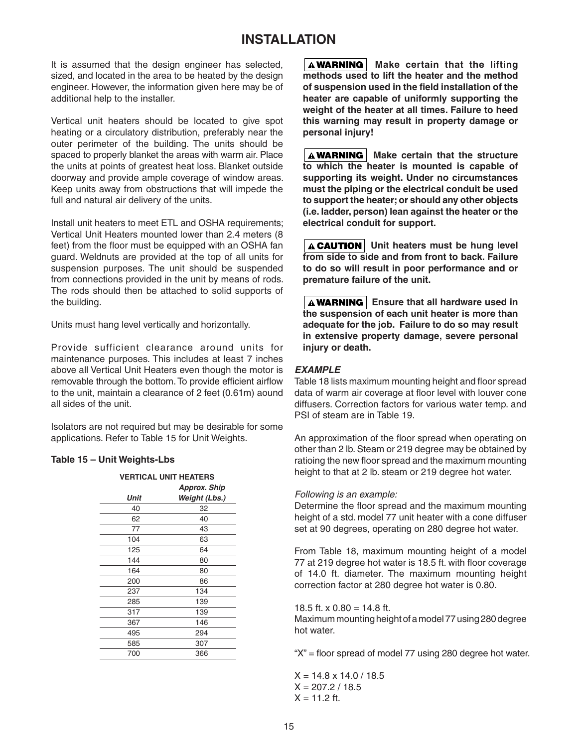# INSTALLATION

It is assumed that the design engineer has selected, sized, and located in the area to be heated by the design engineer. However, the information given here may be of additional help to the installer.

Vertical unit heaters should be located to give spot heating or a circulatory distribution, preferably near the outer perimeter of the building. The units should be spaced to properly blanket the areas with warm air. Place the units at points of greatest heat loss. Blanket outside doorway and provide ample coverage of window areas. Keep units away from obstructions that will impede the full and natural air delivery of the units.

Install unit heaters to meet ETL and OSHA requirements; Vertical Unit Heaters mounted lower than 2.4 meters (8 feet) from the floor must be equipped with an OSHA fan guard. Weldnuts are provided at the top of all units for suspension purposes. The unit should be suspended from connections provided in the unit by means of rods. The rods should then be attached to solid supports of the building.

Units must hang level vertically and horizontally.

Provide sufficient clearance around units for maintenance purposes. This includes at least 7 inches above all Vertical Unit Heaters even though the motor is removable through the bottom. To provide efficient airflow to the unit, maintain a clearance of 2 feet (0.61m) aound all sides of the unit.

Isolators are not required but may be desirable for some applications. Refer to Table 15 for Unit Weights.

**Table 15 – Unit Weights-Lbs**

**VERTICAL UNIT HEATERS**

| *Unit* | *Approx. Ship Weight (Lbs.)* |
|---|---|
| 40 | 32 |
| 62 | 40 |
| 77 | 43 |
| 104 | 63 |
| 125 | 64 |
| 144 | 80 |
| 164 | 80 |
| 200 | 86 |
| 237 | 134 |
| 285 | 139 |
| 317 | 139 |
| 367 | 146 |
| 495 | 294 |
| 585 | 307 |
| 700 | 366 |

**⚠ WARNING Make certain that the lifting methods used to lift the heater and the method of suspension used in the field installation of the heater are capable of uniformly supporting the weight of the heater at all times. Failure to heed this warning may result in property damage or personal injury!**

**⚠ WARNING Make certain that the structure to which the heater is mounted is capable of supporting its weight. Under no circumstances must the piping or the electrical conduit be used to support the heater; or should any other objects (i.e. ladder, person) lean against the heater or the electrical conduit for support.**

**⚠ CAUTION Unit heaters must be hung level from side to side and from front to back. Failure to do so will result in poor performance and or premature failure of the unit.**

**⚠ WARNING Ensure that all hardware used in the suspension of each unit heater is more than adequate for the job. Failure to do so may result in extensive property damage, severe personal injury or death.**

### *EXAMPLE*

Table 18 lists maximum mounting height and floor spread data of warm air coverage at floor level with louver cone diffusers. Correction factors for various water temp. and PSI of steam are in Table 19.

An approximation of the floor spread when operating on other than 2 lb. Steam or 219 degree may be obtained by ratioing the new floor spread and the maximum mounting height to that at 2 lb. steam or 219 degree hot water.

*Following is an example:*

Determine the floor spread and the maximum mounting height of a std. model 77 unit heater with a cone diffuser set at 90 degrees, operating on 280 degree hot water.

From Table 18, maximum mounting height of a model 77 at 219 degree hot water is 18.5 ft. with floor coverage of 14.0 ft. diameter. The maximum mounting height correction factor at 280 degree hot water is 0.80.

18.5 ft. x 0.80 = 14.8 ft.
Maximum mounting height of a model 77 using 280 degree hot water.

“X” = floor spread of model 77 using 280 degree hot water.

X = 14.8 x 14.0 / 18.5
X = 207.2 / 18.5
X = 11.2 ft.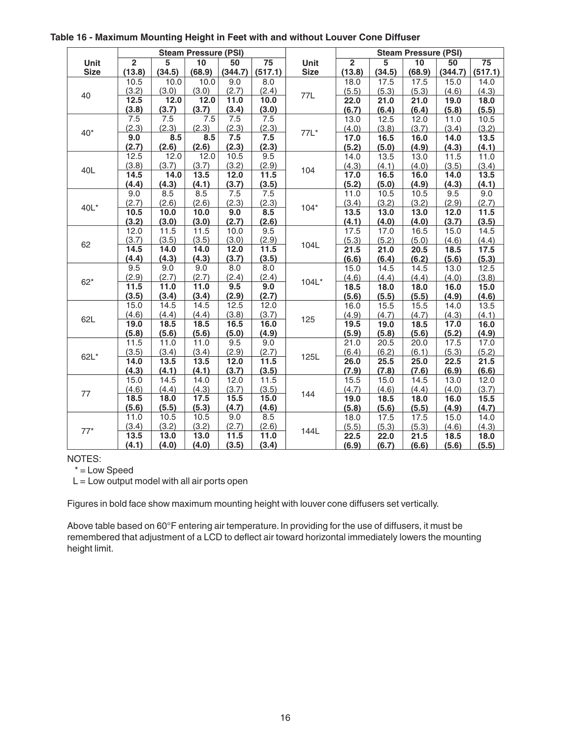**Table 16 - Maximum Mounting Height in Feet with and without Louver Cone Diffuser**

| Unit Size | Steam Pressure (PSI) | | | | |
|---|---|---|---|---|---|
| | 2 (13.8) | 5 (34.5) | 10 (68.9) | 50 (344.7) | 75 (517.1) |
| 40 | 10.5 (3.2) | 10.0 (3.0) | 10.0 (3.0) | 9.0 (2.7) | 8.0 (2.4) |
| | **12.5 (3.8)** | **12.0 (3.7)** | **12.0 (3.7)** | **11.0 (3.4)** | **10.0 (3.0)** |
| 40* | 7.5 (2.3) | 7.5 (2.3) | 7.5 (2.3) | 7.5 (2.3) | 7.5 (2.3) |
| | **9.0 (2.7)** | **8.5 (2.6)** | **8.5 (2.6)** | **7.5 (2.3)** | **7.5 (2.3)** |
| 40L | 12.5 (3.8) | 12.0 (3.7) | 12.0 (3.7) | 10.5 (3.2) | 9.5 (2.9) |
| | **14.5 (4.4)** | **14.0 (4.3)** | **13.5 (4.1)** | **12.0 (3.7)** | **11.5 (3.5)** |
| 40L* | 9.0 (2.7) | 8.5 (2.6) | 8.5 (2.6) | 7.5 (2.3) | 7.5 (2.3) |
| | **10.5 (3.2)** | **10.0 (3.0)** | **10.0 (3.0)** | **9.0 (2.7)** | **8.5 (2.6)** |
| 62 | 12.0 (3.7) | 11.5 (3.5) | 11.5 (3.5) | 10.0 (3.0) | 9.5 (2.9) |
| | **14.5 (4.4)** | **14.0 (4.3)** | **14.0 (4.3)** | **12.0 (3.7)** | **11.5 (3.5)** |
| 62* | 9.5 (2.9) | 9.0 (2.7) | 9.0 (2.7) | 8.0 (2.4) | 8.0 (2.4) |
| | **11.5 (3.5)** | **11.0 (3.4)** | **11.0 (3.4)** | **9.5 (2.9)** | **9.0 (2.7)** |
| 62L | 15.0 (4.6) | 14.5 (4.4) | 14.5 (4.4) | 12.5 (3.8) | 12.0 (3.7) |
| | **19.0 (5.8)** | **18.5 (5.6)** | **18.5 (5.6)** | **16.5 (5.0)** | **16.0 (4.9)** |
| 62L* | 11.5 (3.5) | 11.0 (3.4) | 11.0 (3.4) | 9.5 (2.9) | 9.0 (2.7) |
| | **14.0 (4.3)** | **13.5 (4.1)** | **13.5 (4.1)** | **12.0 (3.7)** | **11.5 (3.5)** |
| 77 | 15.0 (4.6) | 14.5 (4.4) | 14.0 (4.3) | 12.0 (3.7) | 11.5 (3.5) |
| | **18.5 (5.6)** | **18.0 (5.5)** | **17.5 (5.3)** | **15.5 (4.7)** | **15.0 (4.6)** |
| 77* | 11.0 (3.4) | 10.5 (3.2) | 10.5 (3.2) | 9.0 (2.7) | 8.5 (2.6) |
| | **13.5 (4.1)** | **13.0 (4.0)** | **13.0 (4.0)** | **11.5 (3.5)** | **11.0 (3.4)** |
| 77L | 18.0 (5.5) | 17.5 (5.3) | 17.5 (5.3) | 15.0 (4.6) | 14.0 (4.3) |
| | **22.0 (6.7)** | **21.0 (6.4)** | **21.0 (6.4)** | **19.0 (5.8)** | **18.0 (5.5)** |
| 77L* | 13.0 (4.0) | 12.5 (3.8) | 12.0 (3.7) | 11.0 (3.4) | 10.5 (3.2) |
| | **17.0 (5.2)** | **16.5 (5.0)** | **16.0 (4.9)** | **14.0 (4.3)** | **13.5 (4.1)** |
| 104 | 14.0 (4.3) | 13.5 (4.1) | 13.0 (4.0) | 11.5 (3.5) | 11.0 (3.4) |
| | **17.0 (5.2)** | **16.5 (5.0)** | **16.0 (4.9)** | **14.0 (4.3)** | **13.5 (4.1)** |
| 104* | 11.0 (3.4) | 10.5 (3.2) | 10.5 (3.2) | 9.5 (2.9) | 9.0 (2.7) |
| | **13.5 (4.1)** | **13.0 (4.0)** | **13.0 (4.0)** | **12.0 (3.7)** | **11.5 (3.5)** |
| 104L | 17.5 (5.3) | 17.0 (5.2) | 16.5 (5.0) | 15.0 (4.6) | 14.5 (4.4) |
| | **21.5 (6.6)** | **21.0 (6.4)** | **20.5 (6.2)** | **18.5 (5.6)** | **17.5 (5.3)** |
| 104L* | 15.0 (4.6) | 14.5 (4.4) | 14.5 (4.4) | 13.0 (4.0) | 12.5 (3.8) |
| | **18.5 (5.6)** | **18.0 (5.5)** | **18.0 (5.5)** | **16.0 (4.9)** | **15.0 (4.6)** |
| 125 | 16.0 (4.9) | 15.5 (4.7) | 15.5 (4.7) | 14.0 (4.3) | 13.5 (4.1) |
| | **19.5 (5.9)** | **19.0 (5.8)** | **18.5 (5.6)** | **17.0 (5.2)** | **16.0 (4.9)** |
| 125L | 21.0 (6.4) | 20.5 (6.2) | 20.0 (6.1) | 17.5 (5.3) | 17.0 (5.2) |
| | **26.0 (7.9)** | **25.5 (7.8)** | **25.0 (7.6)** | **22.5 (6.9)** | **21.5 (6.6)** |
| 144 | 15.5 (4.7) | 15.0 (4.6) | 14.5 (4.4) | 13.0 (4.0) | 12.0 (3.7) |
| | **19.0 (5.8)** | **18.5 (5.6)** | **18.0 (5.5)** | **16.0 (4.9)** | **15.5 (4.7)** |
| 144L | 18.0 (5.5) | 17.5 (5.3) | 17.5 (5.3) | 15.0 (4.6) | 14.0 (4.3) |
| | **22.5 (6.9)** | **22.0 (6.7)** | **21.5 (6.6)** | **18.5 (5.6)** | **18.0 (5.5)** |

NOTES:

* = Low Speed

L = Low output model with all air ports open

Figures in bold face show maximum mounting height with louver cone diffusers set vertically.

Above table based on 60°F entering air temperature. In providing for the use of diffusers, it must be remembered that adjustment of a LCD to deflect air toward horizontal immediately lowers the mounting height limit.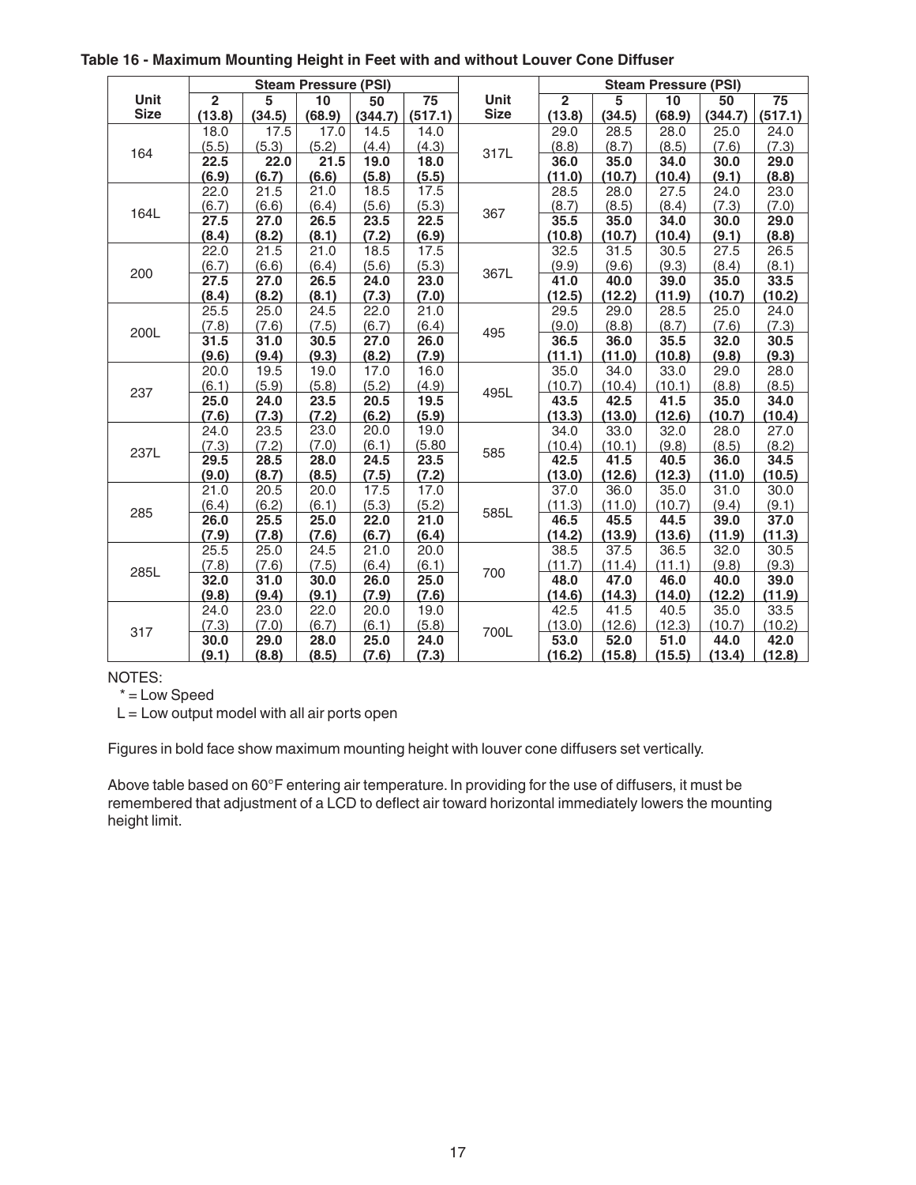**Table 16 - Maximum Mounting Height in Feet with and without Louver Cone Diffuser**

| Unit Size | Steam Pressure (PSI) 2 (13.8) | 5 (34.5) | 10 (68.9) | 50 (344.7) | 75 (517.1) | Unit Size | Steam Pressure (PSI) 2 (13.8) | 5 (34.5) | 10 (68.9) | 50 (344.7) | 75 (517.1) |
|---|---|---|---|---|---|---|---|---|---|---|---|
| 164 | 18.0 (5.5) | 17.5 (5.3) | 17.0 (5.2) | 14.5 (4.4) | 14.0 (4.3) | 317L | 29.0 (8.8) | 28.5 (8.7) | 28.0 (8.5) | 25.0 (7.6) | 24.0 (7.3) |
| | **22.5 (6.9)** | **22.0 (6.7)** | **21.5 (6.6)** | **19.0 (5.8)** | **18.0 (5.5)** | | **36.0 (11.0)** | **35.0 (10.7)** | **34.0 (10.4)** | **30.0 (9.1)** | **29.0 (8.8)** |
| 164L | 22.0 (6.7) | 21.5 (6.6) | 21.0 (6.4) | 18.5 (5.6) | 17.5 (5.3) | 367 | 28.5 (8.7) | 28.0 (8.5) | 27.5 (8.4) | 24.0 (7.3) | 23.0 (7.0) |
| | **27.5 (8.4)** | **27.0 (8.2)** | **26.5 (8.1)** | **23.5 (7.2)** | **22.5 (6.9)** | | **35.5 (10.8)** | **35.0 (10.7)** | **34.0 (10.4)** | **30.0 (9.1)** | **29.0 (8.8)** |
| 200 | 22.0 (6.7) | 21.5 (6.6) | 21.0 (6.4) | 18.5 (5.6) | 17.5 (5.3) | 367L | 32.5 (9.9) | 31.5 (9.6) | 30.5 (9.3) | 27.5 (8.4) | 26.5 (8.1) |
| | **27.5 (8.4)** | **27.0 (8.2)** | **26.5 (8.1)** | **24.0 (7.3)** | **23.0 (7.0)** | | **41.0 (12.5)** | **40.0 (12.2)** | **39.0 (11.9)** | **35.0 (10.7)** | **33.5 (10.2)** |
| 200L | 25.5 (7.8) | 25.0 (7.6) | 24.5 (7.5) | 22.0 (6.7) | 21.0 (6.4) | 495 | 29.5 (9.0) | 29.0 (8.8) | 28.5 (8.7) | 25.0 (7.6) | 24.0 (7.3) |
| | **31.5 (9.6)** | **31.0 (9.4)** | **30.5 (9.3)** | **27.0 (8.2)** | **26.0 (7.9)** | | **36.5 (11.1)** | **36.0 (11.0)** | **35.5 (10.8)** | **32.0 (9.8)** | **30.5 (9.3)** |
| 237 | 20.0 (6.1) | 19.5 (5.9) | 19.0 (5.8) | 17.0 (5.2) | 16.0 (4.9) | 495L | 35.0 (10.7) | 34.0 (10.4) | 33.0 (10.1) | 29.0 (8.8) | 28.0 (8.5) |
| | **25.0 (7.6)** | **24.0 (7.3)** | **23.5 (7.2)** | **20.5 (6.2)** | **19.5 (5.9)** | | **43.5 (13.3)** | **42.5 (13.0)** | **41.5 (12.6)** | **35.0 (10.7)** | **34.0 (10.4)** |
| 237L | 24.0 (7.3) | 23.5 (7.2) | 23.0 (7.0) | 20.0 (6.1) | 19.0 (5.80 | 585 | 34.0 (10.4) | 33.0 (10.1) | 32.0 (9.8) | 28.0 (8.5) | 27.0 (8.2) |
| | **29.5 (9.0)** | **28.5 (8.7)** | **28.0 (8.5)** | **24.5 (7.5)** | **23.5 (7.2)** | | **42.5 (13.0)** | **41.5 (12.6)** | **40.5 (12.3)** | **36.0 (11.0)** | **34.5 (10.5)** |
| 285 | 21.0 (6.4) | 20.5 (6.2) | 20.0 (6.1) | 17.5 (5.3) | 17.0 (5.2) | 585L | 37.0 (11.3) | 36.0 (11.0) | 35.0 (10.7) | 31.0 (9.4) | 30.0 (9.1) |
| | **26.0 (7.9)** | **25.5 (7.8)** | **25.0 (7.6)** | **22.0 (6.7)** | **21.0 (6.4)** | | **46.5 (14.2)** | **45.5 (13.9)** | **44.5 (13.6)** | **39.0 (11.9)** | **37.0 (11.3)** |
| 285L | 25.5 (7.8) | 25.0 (7.6) | 24.5 (7.5) | 21.0 (6.4) | 20.0 (6.1) | 700 | 38.5 (11.7) | 37.5 (11.4) | 36.5 (11.1) | 32.0 (9.8) | 30.5 (9.3) |
| | **32.0 (9.8)** | **31.0 (9.4)** | **30.0 (9.1)** | **26.0 (7.9)** | **25.0 (7.6)** | | **48.0 (14.6)** | **47.0 (14.3)** | **46.0 (14.0)** | **40.0 (12.2)** | **39.0 (11.9)** |
| 317 | 24.0 (7.3) | 23.0 (7.0) | 22.0 (6.7) | 20.0 (6.1) | 19.0 (5.8) | 700L | 42.5 (13.0) | 41.5 (12.6) | 40.5 (12.3) | 35.0 (10.7) | 33.5 (10.2) |
| | **30.0 (9.1)** | **29.0 (8.8)** | **28.0 (8.5)** | **25.0 (7.6)** | **24.0 (7.3)** | | **53.0 (16.2)** | **52.0 (15.8)** | **51.0 (15.5)** | **44.0 (13.4)** | **42.0 (12.8)** |

NOTES:

* = Low Speed

L = Low output model with all air ports open

Figures in bold face show maximum mounting height with louver cone diffusers set vertically.

Above table based on 60°F entering air temperature. In providing for the use of diffusers, it must be remembered that adjustment of a LCD to deflect air toward horizontal immediately lowers the mounting height limit.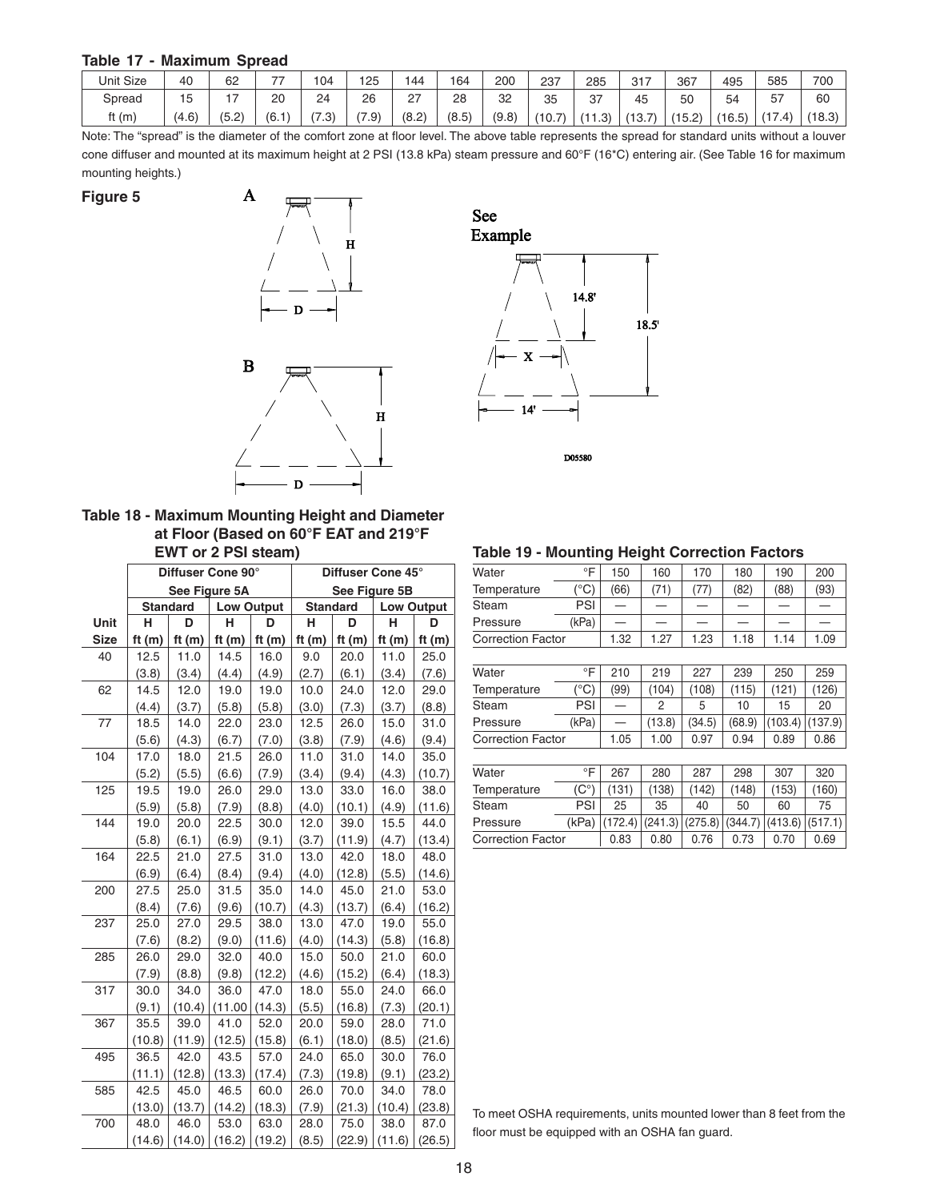### Table 17 - Maximum Spread

| Unit Size | 40 | 62 | 77 | 104 | 125 | 144 | 164 | 200 | 237 | 285 | 317 | 367 | 495 | 585 | 700 |
|---|---|---|---|---|---|---|---|---|---|---|---|---|---|---|---|
| Spread | 15 | 17 | 20 | 24 | 26 | 27 | 28 | 32 | 35 | 37 | 45 | 50 | 54 | 57 | 60 |
| ft (m) | (4.6) | (5.2) | (6.1) | (7.3) | (7.9) | (8.2) | (8.5) | (9.8) | (10.7) | (11.3) | (13.7) | (15.2) | (16.5) | (17.4) | (18.3) |

Note: The "spread" is the diameter of the comfort zone at floor level. The above table represents the spread for standard units without a louver cone diffuser and mounted at its maximum height at 2 PSI (13.8 kPa) steam pressure and 60°F (16*C) entering air. (See Table 16 for maximum mounting heights.)

**Figure 5**

A

H

D

B

H

D

See Example

14.8'

18.5'

X

14'

D05580

### Table 18 - Maximum Mounting Height and Diameter at Floor (Based on 60°F EAT and 219°F EWT or 2 PSI steam)

| | Diffuser Cone 90° See Figure 5A | | | | Diffuser Cone 45° See Figure 5B | | | |
|---|---|---|---|---|---|---|---|---|
| | Standard | | Low Output | | Standard | | Low Output | |
| Unit Size | H ft (m) | D ft (m) | H ft (m) | D ft (m) | H ft (m) | D ft (m) | H ft (m) | D ft (m) |
| 40 | 12.5 (3.8) | 11.0 (3.4) | 14.5 (4.4) | 16.0 (4.9) | 9.0 (2.7) | 20.0 (6.1) | 11.0 (3.4) | 25.0 (7.6) |
| 62 | 14.5 (4.4) | 12.0 (3.7) | 19.0 (5.8) | 19.0 (5.8) | 10.0 (3.0) | 24.0 (7.3) | 12.0 (3.7) | 29.0 (8.8) |
| 77 | 18.5 (5.6) | 14.0 (4.3) | 22.0 (6.7) | 23.0 (7.0) | 12.5 (3.8) | 26.0 (7.9) | 15.0 (4.6) | 31.0 (9.4) |
| 104 | 17.0 (5.2) | 18.0 (5.5) | 21.5 (6.6) | 26.0 (7.9) | 11.0 (3.4) | 31.0 (9.4) | 14.0 (4.3) | 35.0 (10.7) |
| 125 | 19.5 (5.9) | 19.0 (5.8) | 26.0 (7.9) | 29.0 (8.8) | 13.0 (4.0) | 33.0 (10.1) | 16.0 (4.9) | 38.0 (11.6) |
| 144 | 19.0 (5.8) | 20.0 (6.1) | 22.5 (6.9) | 30.0 (9.1) | 12.0 (3.7) | 39.0 (11.9) | 15.5 (4.7) | 44.0 (13.4) |
| 164 | 22.5 (6.9) | 21.0 (6.4) | 27.5 (8.4) | 31.0 (9.4) | 13.0 (4.0) | 42.0 (12.8) | 18.0 (5.5) | 48.0 (14.6) |
| 200 | 27.5 (8.4) | 25.0 (7.6) | 31.5 (9.6) | 35.0 (10.7) | 14.0 (4.3) | 45.0 (13.7) | 21.0 (6.4) | 53.0 (16.2) |
| 237 | 25.0 (7.6) | 27.0 (8.2) | 29.5 (9.0) | 38.0 (11.6) | 13.0 (4.0) | 47.0 (14.3) | 19.0 (5.8) | 55.0 (16.8) |
| 285 | 26.0 (7.9) | 29.0 (8.8) | 32.0 (9.8) | 40.0 (12.2) | 15.0 (4.6) | 50.0 (15.2) | 21.0 (6.4) | 60.0 (18.3) |
| 317 | 30.0 (9.1) | 34.0 (10.4) | 36.0 (11.00) | 47.0 (14.3) | 18.0 (5.5) | 55.0 (16.8) | 24.0 (7.3) | 66.0 (20.1) |
| 367 | 35.5 (10.8) | 39.0 (11.9) | 41.0 (12.5) | 52.0 (15.8) | 20.0 (6.1) | 59.0 (18.0) | 28.0 (8.5) | 71.0 (21.6) |
| 495 | 36.5 (11.1) | 42.0 (12.8) | 43.5 (13.3) | 57.0 (17.4) | 24.0 (7.3) | 65.0 (19.8) | 30.0 (9.1) | 76.0 (23.2) |
| 585 | 42.5 (13.0) | 45.0 (13.7) | 46.5 (14.2) | 60.0 (18.3) | 26.0 (7.9) | 70.0 (21.3) | 34.0 (10.4) | 78.0 (23.8) |
| 700 | 48.0 (14.6) | 46.0 (14.0) | 53.0 (16.2) | 63.0 (19.2) | 28.0 (8.5) | 75.0 (22.9) | 38.0 (11.6) | 87.0 (26.5) |

### Table 19 - Mounting Height Correction Factors

| Water Temperature | °F | 150 | 160 | 170 | 180 | 190 | 200 |
|---|---|---|---|---|---|---|---|
| | (°C) | (66) | (71) | (77) | (82) | (88) | (93) |
| Steam Pressure | PSI | — | — | — | — | — | — |
| | (kPa) | — | — | — | — | — | — |
| Correction Factor | | 1.32 | 1.27 | 1.23 | 1.18 | 1.14 | 1.09 |

| Water Temperature | °F | 210 | 219 | 227 | 239 | 250 | 259 |
|---|---|---|---|---|---|---|---|
| | (°C) | (99) | (104) | (108) | (115) | (121) | (126) |
| Steam Pressure | PSI | — | 2 | 5 | 10 | 15 | 20 |
| | (kPa) | — | (13.8) | (34.5) | (68.9) | (103.4) | (137.9) |
| Correction Factor | | 1.05 | 1.00 | 0.97 | 0.94 | 0.89 | 0.86 |

| Water Temperature | °F | 267 | 280 | 287 | 298 | 307 | 320 |
|---|---|---|---|---|---|---|---|
| | (C°) | (131) | (138) | (142) | (148) | (153) | (160) |
| Steam Pressure | PSI | 25 | 35 | 40 | 50 | 60 | 75 |
| | (kPa) | (172.4) | (241.3) | (275.8) | (344.7) | (413.6) | (517.1) |
| Correction Factor | | 0.83 | 0.80 | 0.76 | 0.73 | 0.70 | 0.69 |

To meet OSHA requirements, units mounted lower than 8 feet from the floor must be equipped with an OSHA fan guard.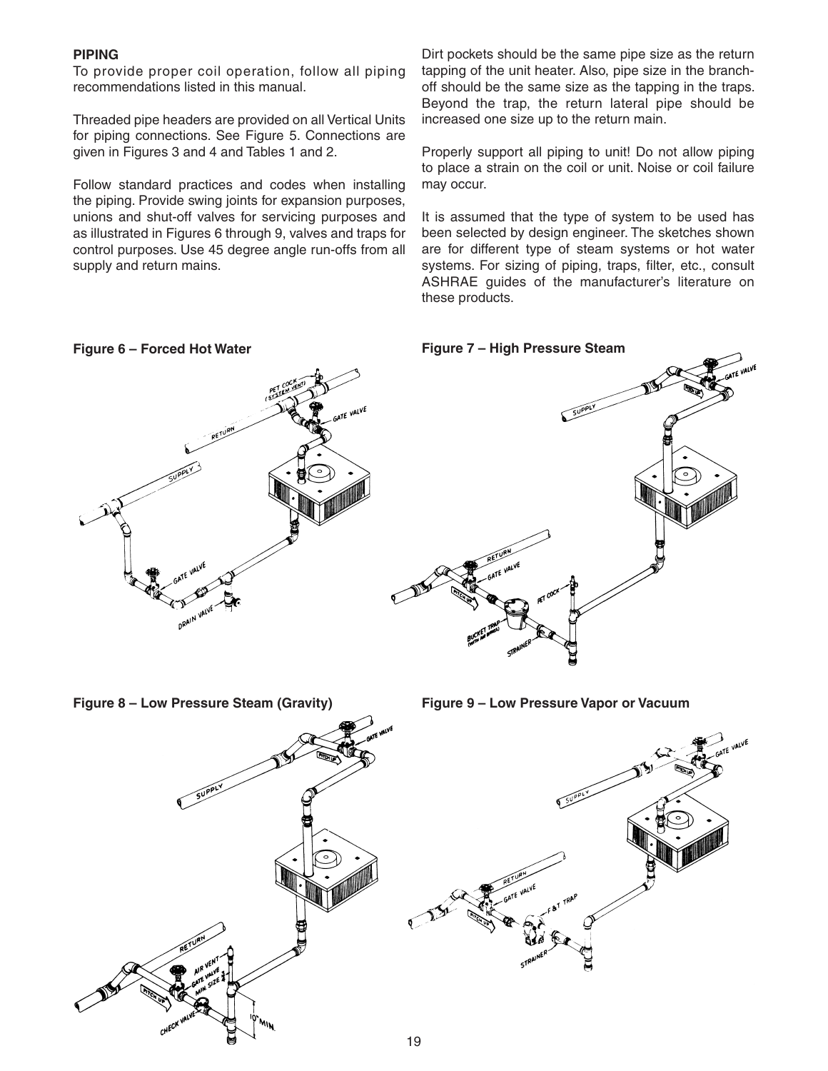## PIPING

To provide proper coil operation, follow all piping recommendations listed in this manual.

Threaded pipe headers are provided on all Vertical Units for piping connections. See Figure 5. Connections are given in Figures 3 and 4 and Tables 1 and 2.

Follow standard practices and codes when installing the piping. Provide swing joints for expansion purposes, unions and shut-off valves for servicing purposes and as illustrated in Figures 6 through 9, valves and traps for control purposes. Use 45 degree angle run-offs from all supply and return mains.

Dirt pockets should be the same pipe size as the return tapping of the unit heater. Also, pipe size in the branch-off should be the same size as the tapping in the traps. Beyond the trap, the return lateral pipe should be increased one size up to the return main.

Properly support all piping to unit! Do not allow piping to place a strain on the coil or unit. Noise or coil failure may occur.

It is assumed that the type of system to be used has been selected by design engineer. The sketches shown are for different type of steam systems or hot water systems. For sizing of piping, traps, filter, etc., consult ASHRAE guides of the manufacturer's literature on these products.

**Figure 6 – Forced Hot Water**

**Figure 7 – High Pressure Steam**

**Figure 8 – Low Pressure Steam (Gravity)**

**Figure 9 – Low Pressure Vapor or Vacuum**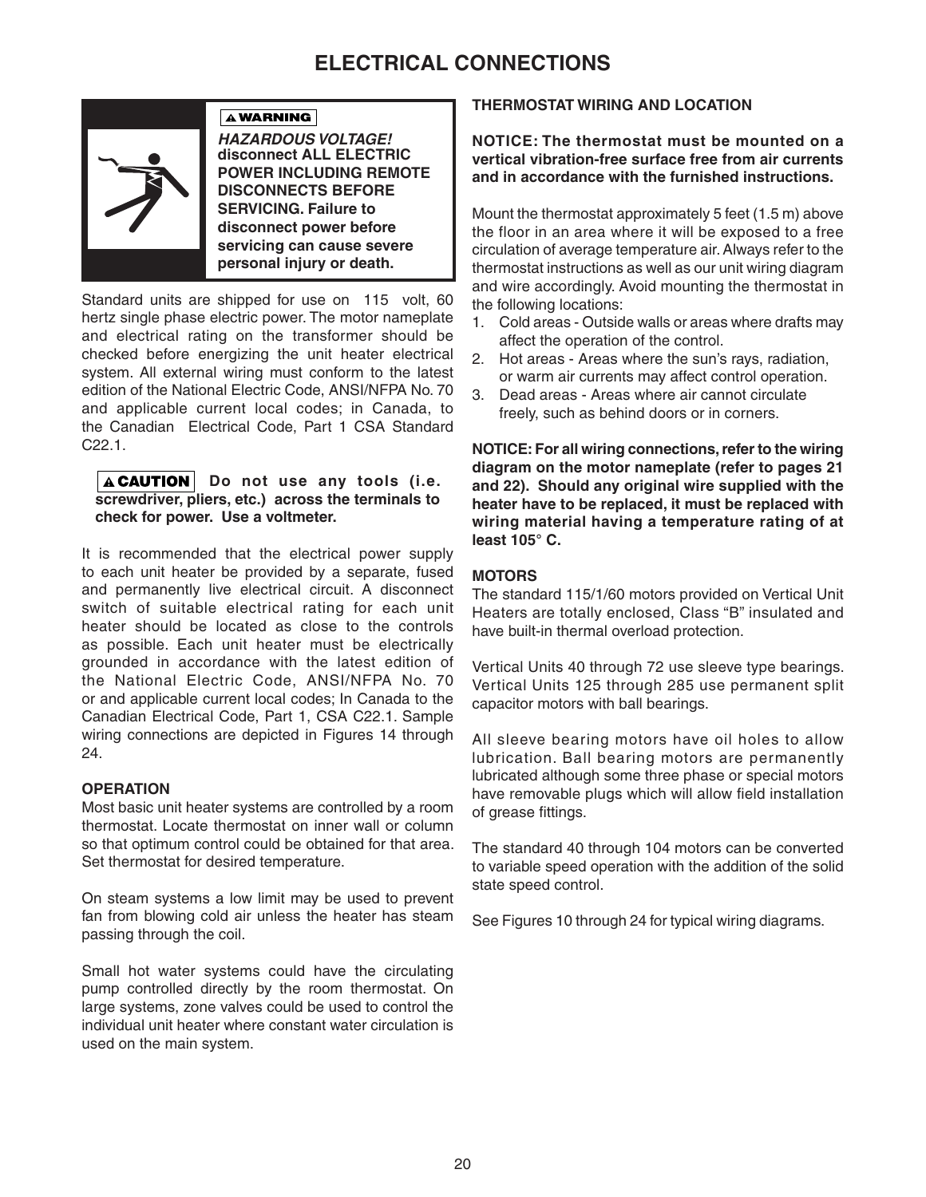# ELECTRICAL CONNECTIONS

**⚠ WARNING**

***HAZARDOUS VOLTAGE!***
**disconnect ALL ELECTRIC POWER INCLUDING REMOTE DISCONNECTS BEFORE SERVICING. Failure to disconnect power before servicing can cause severe personal injury or death.**

Standard units are shipped for use on 115 volt, 60 hertz single phase electric power. The motor nameplate and electrical rating on the transformer should be checked before energizing the unit heater electrical system. All external wiring must conform to the latest edition of the National Electric Code, ANSI/NFPA No. 70 and applicable current local codes; in Canada, to the Canadian Electrical Code, Part 1 CSA Standard C22.1.

**⚠ CAUTION** **Do not use any tools (i.e. screwdriver, pliers, etc.) across the terminals to check for power. Use a voltmeter.**

It is recommended that the electrical power supply to each unit heater be provided by a separate, fused and permanently live electrical circuit. A disconnect switch of suitable electrical rating for each unit heater should be located as close to the controls as possible. Each unit heater must be electrically grounded in accordance with the latest edition of the National Electric Code, ANSI/NFPA No. 70 or and applicable current local codes; In Canada to the Canadian Electrical Code, Part 1, CSA C22.1. Sample wiring connections are depicted in Figures 14 through 24.

### OPERATION

Most basic unit heater systems are controlled by a room thermostat. Locate thermostat on inner wall or column so that optimum control could be obtained for that area. Set thermostat for desired temperature.

On steam systems a low limit may be used to prevent fan from blowing cold air unless the heater has steam passing through the coil.

Small hot water systems could have the circulating pump controlled directly by the room thermostat. On large systems, zone valves could be used to control the individual unit heater where constant water circulation is used on the main system.

### THERMOSTAT WIRING AND LOCATION

**NOTICE: The thermostat must be mounted on a vertical vibration-free surface free from air currents and in accordance with the furnished instructions.**

Mount the thermostat approximately 5 feet (1.5 m) above the floor in an area where it will be exposed to a free circulation of average temperature air. Always refer to the thermostat instructions as well as our unit wiring diagram and wire accordingly. Avoid mounting the thermostat in the following locations:

1. Cold areas - Outside walls or areas where drafts may affect the operation of the control.
2. Hot areas - Areas where the sun's rays, radiation, or warm air currents may affect control operation.
3. Dead areas - Areas where air cannot circulate freely, such as behind doors or in corners.

**NOTICE: For all wiring connections, refer to the wiring diagram on the motor nameplate (refer to pages 21 and 22). Should any original wire supplied with the heater have to be replaced, it must be replaced with wiring material having a temperature rating of at least 105° C.**

### MOTORS

The standard 115/1/60 motors provided on Vertical Unit Heaters are totally enclosed, Class "B" insulated and have built-in thermal overload protection.

Vertical Units 40 through 72 use sleeve type bearings. Vertical Units 125 through 285 use permanent split capacitor motors with ball bearings.

All sleeve bearing motors have oil holes to allow lubrication. Ball bearing motors are permanently lubricated although some three phase or special motors have removable plugs which will allow field installation of grease fittings.

The standard 40 through 104 motors can be converted to variable speed operation with the addition of the solid state speed control.

See Figures 10 through 24 for typical wiring diagrams.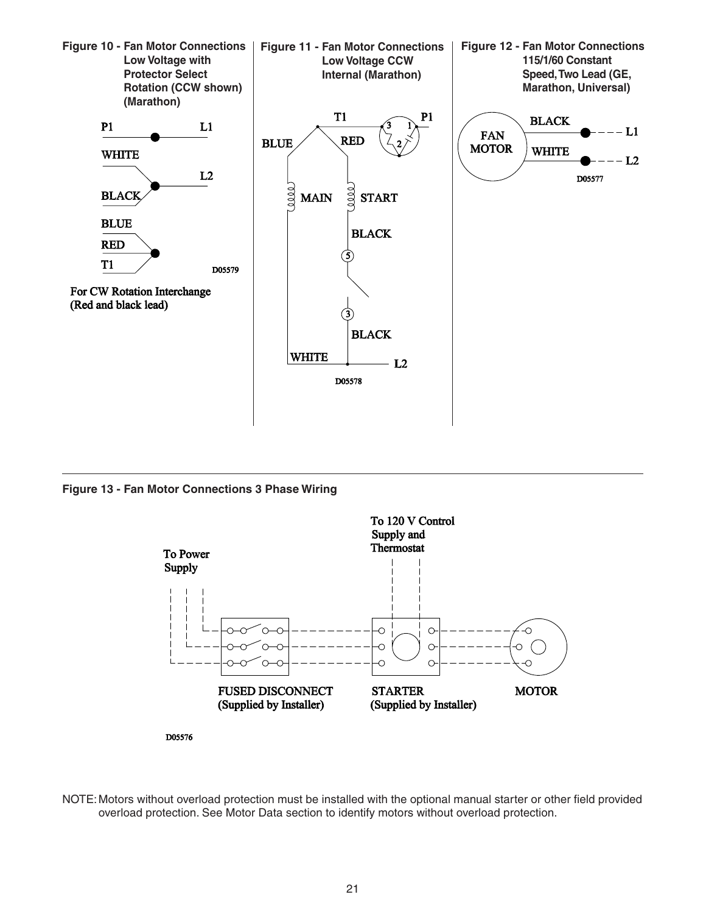**Figure 10 - Fan Motor Connections Low Voltage with Protector Select Rotation (CCW shown) (Marathon)**

P1 L1

WHITE

L2

BLACK

BLUE

RED

T1

D05579

For CW Rotation Interchange (Red and black lead)

**Figure 11 - Fan Motor Connections Low Voltage CCW Internal (Marathon)**

T1 P1

BLUE RED

MAIN START

BLACK

BLACK

WHITE L2

D05578

**Figure 12 - Fan Motor Connections 115/1/60 Constant Speed, Two Lead (GE, Marathon, Universal)**

FAN MOTOR

BLACK L1

WHITE L2

D05577

**Figure 13 - Fan Motor Connections 3 Phase Wiring**

To Power Supply

To 120 V Control Supply and Thermostat

FUSED DISCONNECT (Supplied by Installer)

STARTER (Supplied by Installer)

MOTOR

D05576

NOTE: Motors without overload protection must be installed with the optional manual starter or other field provided overload protection. See Motor Data section to identify motors without overload protection.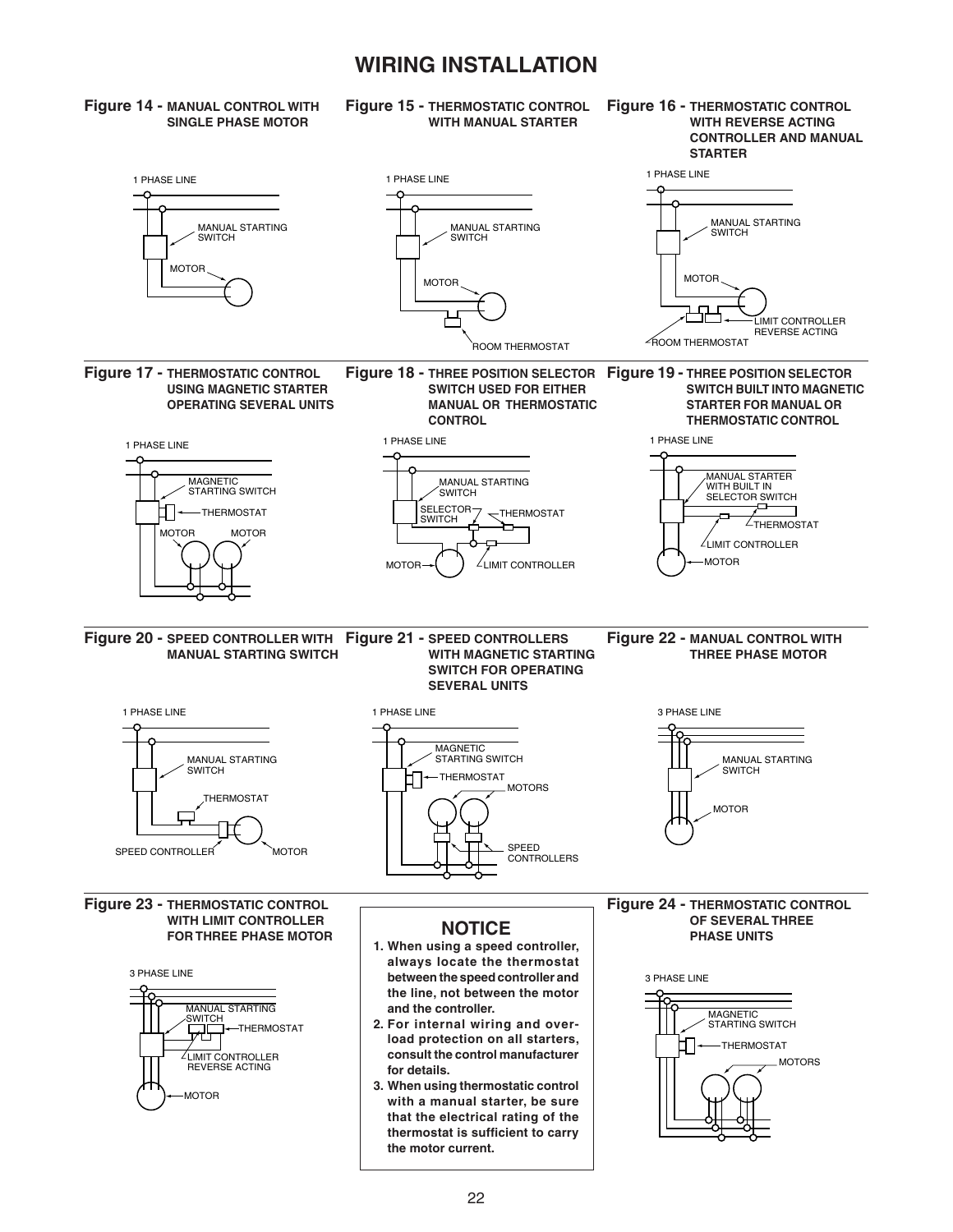# WIRING INSTALLATION

**Figure 14 - MANUAL CONTROL WITH SINGLE PHASE MOTOR**

1 PHASE LINE
MANUAL STARTING SWITCH
MOTOR

**Figure 15 - THERMOSTATIC CONTROL WITH MANUAL STARTER**

1 PHASE LINE
MANUAL STARTING SWITCH
MOTOR
ROOM THERMOSTAT

**Figure 16 - THERMOSTATIC CONTROL WITH REVERSE ACTING CONTROLLER AND MANUAL STARTER**

1 PHASE LINE
MANUAL STARTING SWITCH
MOTOR
LIMIT CONTROLLER REVERSE ACTING
ROOM THERMOSTAT

**Figure 17 - THERMOSTATIC CONTROL USING MAGNETIC STARTER OPERATING SEVERAL UNITS**

1 PHASE LINE
MAGNETIC STARTING SWITCH
THERMOSTAT
MOTOR
MOTOR

**Figure 18 - THREE POSITION SELECTOR SWITCH USED FOR EITHER MANUAL OR THERMOSTATIC CONTROL**

1 PHASE LINE
MANUAL STARTING SWITCH
SELECTOR SWITCH
THERMOSTAT
MOTOR
LIMIT CONTROLLER

**Figure 19 - THREE POSITION SELECTOR SWITCH BUILT INTO MAGNETIC STARTER FOR MANUAL OR THERMOSTATIC CONTROL**

1 PHASE LINE
MANUAL STARTER WITH BUILT IN SELECTOR SWITCH
THERMOSTAT
LIMIT CONTROLLER
MOTOR

**Figure 20 - SPEED CONTROLLER WITH MANUAL STARTING SWITCH**

1 PHASE LINE
MANUAL STARTING SWITCH
THERMOSTAT
SPEED CONTROLLER
MOTOR

**Figure 21 - SPEED CONTROLLERS WITH MAGNETIC STARTING SWITCH FOR OPERATING SEVERAL UNITS**

1 PHASE LINE
MAGNETIC STARTING SWITCH
THERMOSTAT
MOTORS
SPEED CONTROLLERS

**Figure 22 - MANUAL CONTROL WITH THREE PHASE MOTOR**

3 PHASE LINE
MANUAL STARTING SWITCH
MOTOR

**Figure 23 - THERMOSTATIC CONTROL WITH LIMIT CONTROLLER FOR THREE PHASE MOTOR**

3 PHASE LINE
MANUAL STARTING SWITCH
THERMOSTAT
LIMIT CONTROLLER REVERSE ACTING
MOTOR

## NOTICE

1. **When using a speed controller, always locate the thermostat between the speed controller and the line, not between the motor and the controller.**
2. **For internal wiring and overload protection on all starters, consult the control manufacturer for details.**
3. **When using thermostatic control with a manual starter, be sure that the electrical rating of the thermostat is sufficient to carry the motor current.**

**Figure 24 - THERMOSTATIC CONTROL OF SEVERAL THREE PHASE UNITS**

3 PHASE LINE
MAGNETIC STARTING SWITCH
THERMOSTAT
MOTORS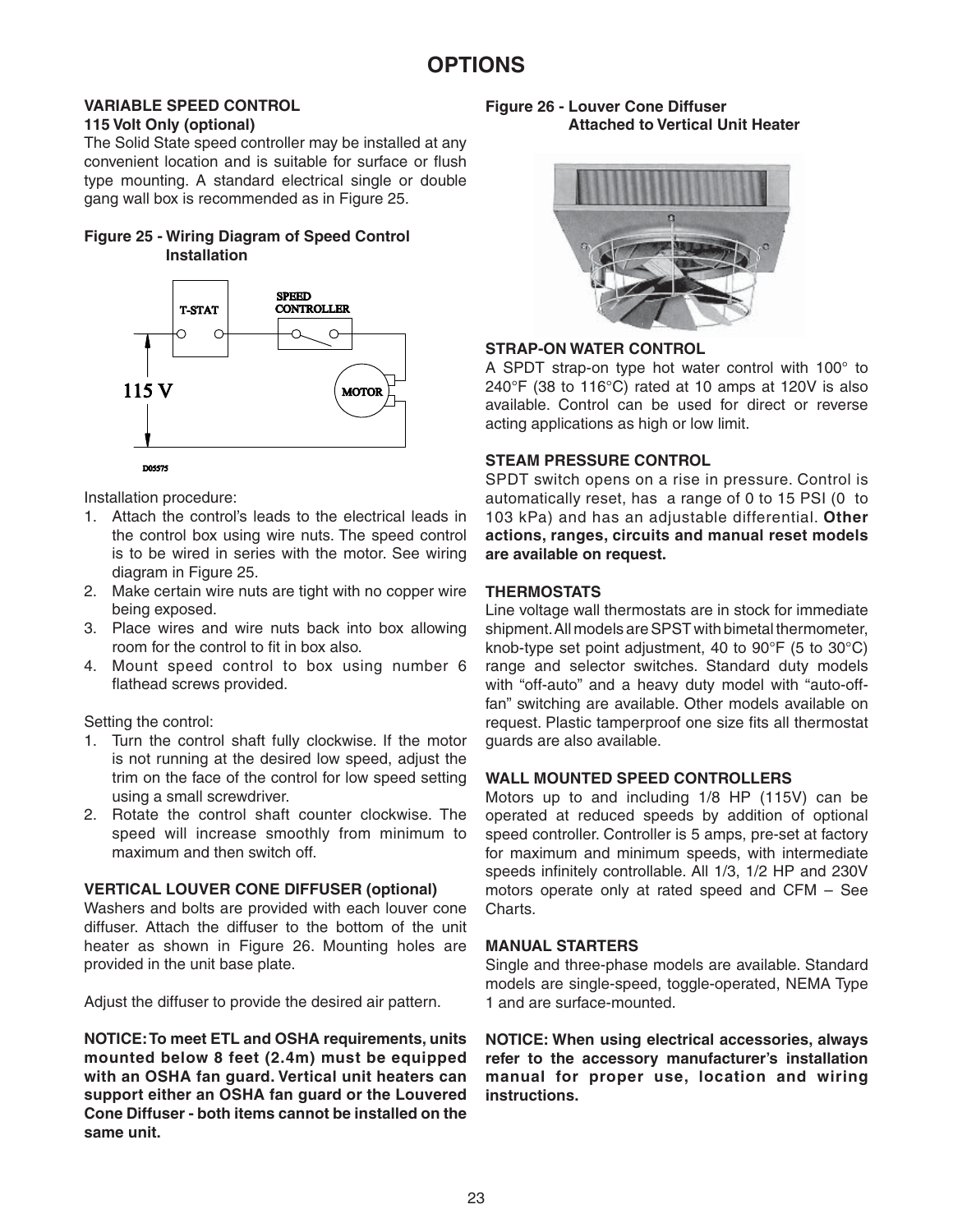# OPTIONS

**VARIABLE SPEED CONTROL**
**115 Volt Only (optional)**

The Solid State speed controller may be installed at any convenient location and is suitable for surface or flush type mounting. A standard electrical single or double gang wall box is recommended as in Figure 25.

**Figure 25 - Wiring Diagram of Speed Control Installation**

Installation procedure:

1. Attach the control's leads to the electrical leads in the control box using wire nuts. The speed control is to be wired in series with the motor. See wiring diagram in Figure 25.
2. Make certain wire nuts are tight with no copper wire being exposed.
3. Place wires and wire nuts back into box allowing room for the control to fit in box also.
4. Mount speed control to box using number 6 flathead screws provided.

Setting the control:

1. Turn the control shaft fully clockwise. If the motor is not running at the desired low speed, adjust the trim on the face of the control for low speed setting using a small screwdriver.
2. Rotate the control shaft counter clockwise. The speed will increase smoothly from minimum to maximum and then switch off.

**VERTICAL LOUVER CONE DIFFUSER (optional)**

Washers and bolts are provided with each louver cone diffuser. Attach the diffuser to the bottom of the unit heater as shown in Figure 26. Mounting holes are provided in the unit base plate.

Adjust the diffuser to provide the desired air pattern.

**NOTICE: To meet ETL and OSHA requirements, units mounted below 8 feet (2.4m) must be equipped with an OSHA fan guard. Vertical unit heaters can support either an OSHA fan guard or the Louvered Cone Diffuser - both items cannot be installed on the same unit.**

**Figure 26 - Louver Cone Diffuser Attached to Vertical Unit Heater**

**STRAP-ON WATER CONTROL**

A SPDT strap-on type hot water control with 100° to 240°F (38 to 116°C) rated at 10 amps at 120V is also available. Control can be used for direct or reverse acting applications as high or low limit.

**STEAM PRESSURE CONTROL**

SPDT switch opens on a rise in pressure. Control is automatically reset, has a range of 0 to 15 PSI (0 to 103 kPa) and has an adjustable differential. **Other actions, ranges, circuits and manual reset models are available on request.**

**THERMOSTATS**

Line voltage wall thermostats are in stock for immediate shipment. All models are SPST with bimetal thermometer, knob-type set point adjustment, 40 to 90°F (5 to 30°C) range and selector switches. Standard duty models with "off-auto" and a heavy duty model with "auto-off-fan" switching are available. Other models available on request. Plastic tamperproof one size fits all thermostat guards are also available.

**WALL MOUNTED SPEED CONTROLLERS**

Motors up to and including 1/8 HP (115V) can be operated at reduced speeds by addition of optional speed controller. Controller is 5 amps, pre-set at factory for maximum and minimum speeds, with intermediate speeds infinitely controllable. All 1/3, 1/2 HP and 230V motors operate only at rated speed and CFM – See Charts.

**MANUAL STARTERS**

Single and three-phase models are available. Standard models are single-speed, toggle-operated, NEMA Type 1 and are surface-mounted.

**NOTICE: When using electrical accessories, always refer to the accessory manufacturer's installation manual for proper use, location and wiring instructions.**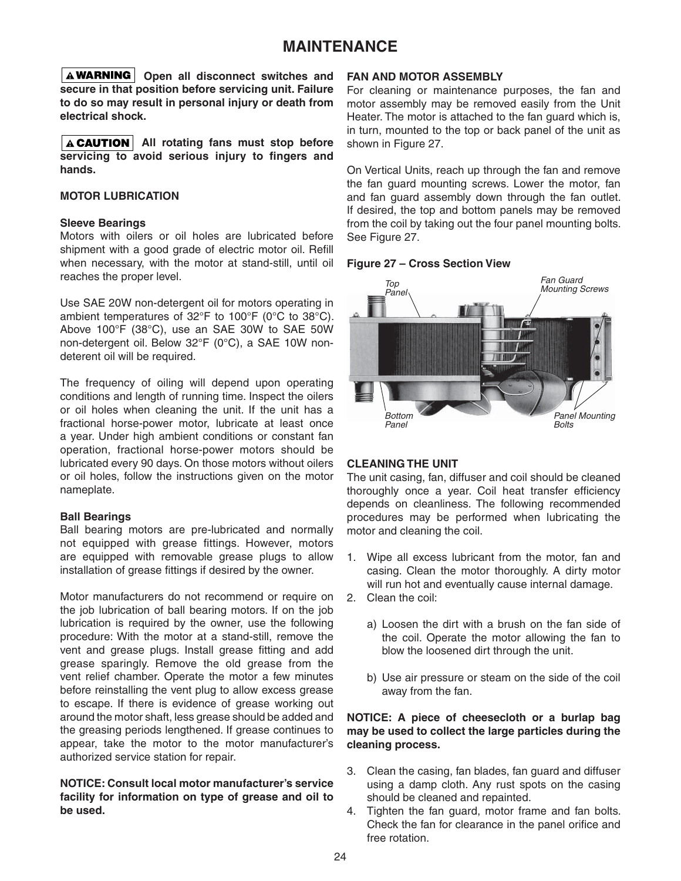# MAINTENANCE

**⚠WARNING Open all disconnect switches and secure in that position before servicing unit. Failure to do so may result in personal injury or death from electrical shock.**

**⚠CAUTION All rotating fans must stop before servicing to avoid serious injury to fingers and hands.**

### MOTOR LUBRICATION

#### Sleeve Bearings

Motors with oilers or oil holes are lubricated before shipment with a good grade of electric motor oil. Refill when necessary, with the motor at stand-still, until oil reaches the proper level.

Use SAE 20W non-detergent oil for motors operating in ambient temperatures of 32°F to 100°F (0°C to 38°C). Above 100°F (38°C), use an SAE 30W to SAE 50W non-detergent oil. Below 32°F (0°C), a SAE 10W non-deterent oil will be required.

The frequency of oiling will depend upon operating conditions and length of running time. Inspect the oilers or oil holes when cleaning the unit. If the unit has a fractional horse-power motor, lubricate at least once a year. Under high ambient conditions or constant fan operation, fractional horse-power motors should be lubricated every 90 days. On those motors without oilers or oil holes, follow the instructions given on the motor nameplate.

#### Ball Bearings

Ball bearing motors are pre-lubricated and normally not equipped with grease fittings. However, motors are equipped with removable grease plugs to allow installation of grease fittings if desired by the owner.

Motor manufacturers do not recommend or require on the job lubrication of ball bearing motors. If on the job lubrication is required by the owner, use the following procedure: With the motor at a stand-still, remove the vent and grease plugs. Install grease fitting and add grease sparingly. Remove the old grease from the vent relief chamber. Operate the motor a few minutes before reinstalling the vent plug to allow excess grease to escape. If there is evidence of grease working out around the motor shaft, less grease should be added and the greasing periods lengthened. If grease continues to appear, take the motor to the motor manufacturer's authorized service station for repair.

**NOTICE: Consult local motor manufacturer's service facility for information on type of grease and oil to be used.**

### FAN AND MOTOR ASSEMBLY

For cleaning or maintenance purposes, the fan and motor assembly may be removed easily from the Unit Heater. The motor is attached to the fan guard which is, in turn, mounted to the top or back panel of the unit as shown in Figure 27.

On Vertical Units, reach up through the fan and remove the fan guard mounting screws. Lower the motor, fan and fan guard assembly down through the fan outlet. If desired, the top and bottom panels may be removed from the coil by taking out the four panel mounting bolts. See Figure 27.

**Figure 27 – Cross Section View**

*Top Panel*, *Fan Guard Mounting Screws*, *Bottom Panel*, *Panel Mounting Bolts*

### CLEANING THE UNIT

The unit casing, fan, diffuser and coil should be cleaned thoroughly once a year. Coil heat transfer efficiency depends on cleanliness. The following recommended procedures may be performed when lubricating the motor and cleaning the coil.

1. Wipe all excess lubricant from the motor, fan and casing. Clean the motor thoroughly. A dirty motor will run hot and eventually cause internal damage.
2. Clean the coil:

   a) Loosen the dirt with a brush on the fan side of the coil. Operate the motor allowing the fan to blow the loosened dirt through the unit.

   b) Use air pressure or steam on the side of the coil away from the fan.

**NOTICE: A piece of cheesecloth or a burlap bag may be used to collect the large particles during the cleaning process.**

3. Clean the casing, fan blades, fan guard and diffuser using a damp cloth. Any rust spots on the casing should be cleaned and repainted.
4. Tighten the fan guard, motor frame and fan bolts. Check the fan for clearance in the panel orifice and free rotation.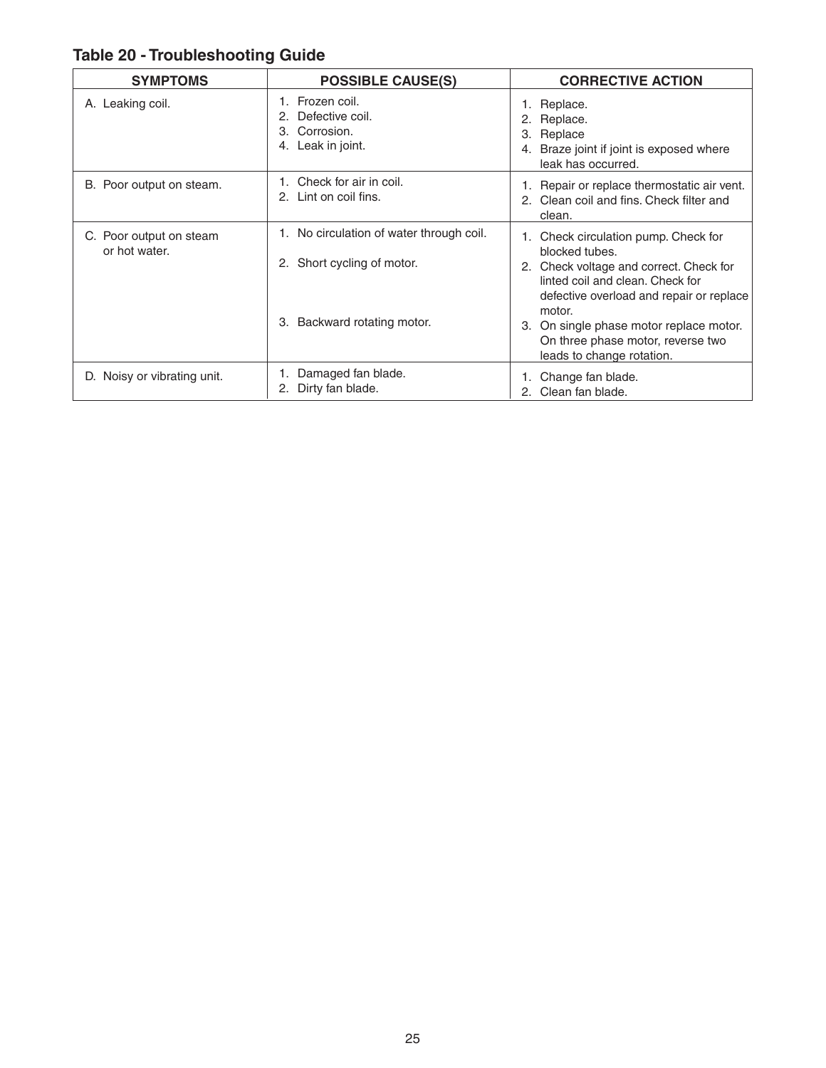## Table 20 - Troubleshooting Guide

| SYMPTOMS | POSSIBLE CAUSE(S) | CORRECTIVE ACTION |
|---|---|---|
| A. Leaking coil. | 1. Frozen coil.<br>2. Defective coil.<br>3. Corrosion.<br>4. Leak in joint. | 1. Replace.<br>2. Replace.<br>3. Replace<br>4. Braze joint if joint is exposed where leak has occurred. |
| B. Poor output on steam. | 1. Check for air in coil.<br>2. Lint on coil fins. | 1. Repair or replace thermostatic air vent.<br>2. Clean coil and fins. Check filter and clean. |
| C. Poor output on steam or hot water. | 1. No circulation of water through coil.<br>2. Short cycling of motor.<br>3. Backward rotating motor. | 1. Check circulation pump. Check for blocked tubes.<br>2. Check voltage and correct. Check for linted coil and clean. Check for defective overload and repair or replace motor.<br>3. On single phase motor replace motor. On three phase motor, reverse two leads to change rotation. |
| D. Noisy or vibrating unit. | 1. Damaged fan blade.<br>2. Dirty fan blade. | 1. Change fan blade.<br>2. Clean fan blade. |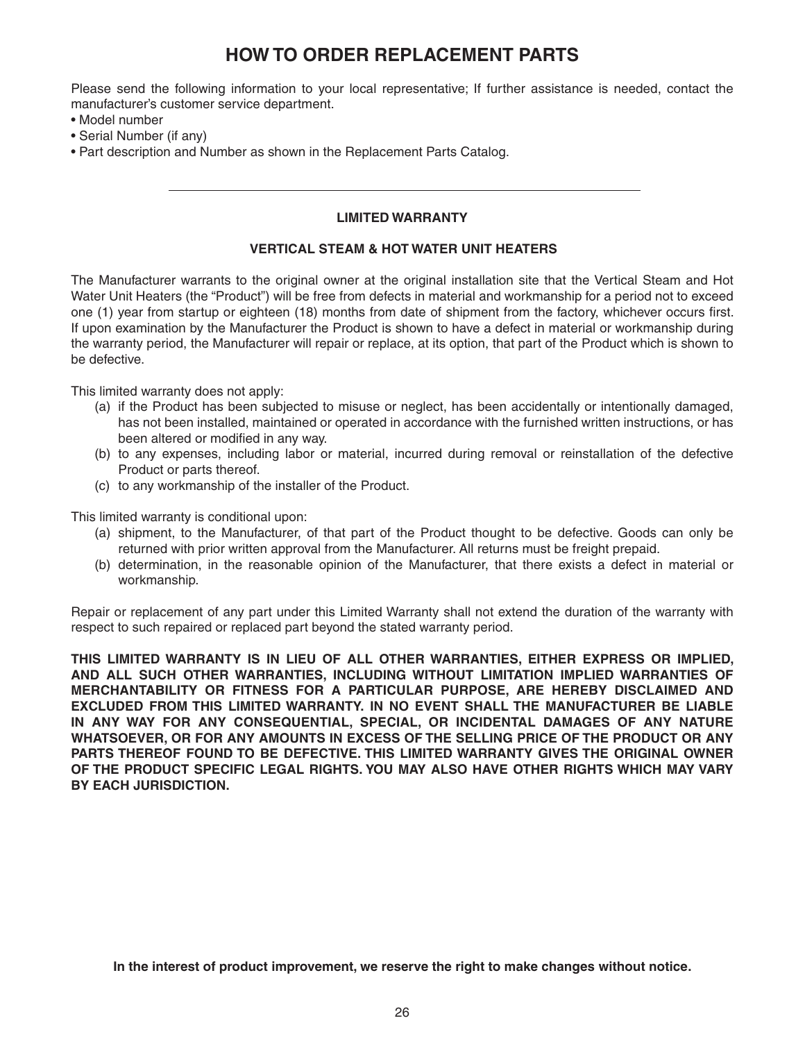# HOW TO ORDER REPLACEMENT PARTS

Please send the following information to your local representative; If further assistance is needed, contact the manufacturer's customer service department.

- Model number
- Serial Number (if any)
- Part description and Number as shown in the Replacement Parts Catalog.

---

**LIMITED WARRANTY**

**VERTICAL STEAM & HOT WATER UNIT HEATERS**

The Manufacturer warrants to the original owner at the original installation site that the Vertical Steam and Hot Water Unit Heaters (the "Product") will be free from defects in material and workmanship for a period not to exceed one (1) year from startup or eighteen (18) months from date of shipment from the factory, whichever occurs first. If upon examination by the Manufacturer the Product is shown to have a defect in material or workmanship during the warranty period, the Manufacturer will repair or replace, at its option, that part of the Product which is shown to be defective.

This limited warranty does not apply:

(a) if the Product has been subjected to misuse or neglect, has been accidentally or intentionally damaged, has not been installed, maintained or operated in accordance with the furnished written instructions, or has been altered or modified in any way.
(b) to any expenses, including labor or material, incurred during removal or reinstallation of the defective Product or parts thereof.
(c) to any workmanship of the installer of the Product.

This limited warranty is conditional upon:

(a) shipment, to the Manufacturer, of that part of the Product thought to be defective. Goods can only be returned with prior written approval from the Manufacturer. All returns must be freight prepaid.
(b) determination, in the reasonable opinion of the Manufacturer, that there exists a defect in material or workmanship.

Repair or replacement of any part under this Limited Warranty shall not extend the duration of the warranty with respect to such repaired or replaced part beyond the stated warranty period.

**THIS LIMITED WARRANTY IS IN LIEU OF ALL OTHER WARRANTIES, EITHER EXPRESS OR IMPLIED, AND ALL SUCH OTHER WARRANTIES, INCLUDING WITHOUT LIMITATION IMPLIED WARRANTIES OF MERCHANTABILITY OR FITNESS FOR A PARTICULAR PURPOSE, ARE HEREBY DISCLAIMED AND EXCLUDED FROM THIS LIMITED WARRANTY. IN NO EVENT SHALL THE MANUFACTURER BE LIABLE IN ANY WAY FOR ANY CONSEQUENTIAL, SPECIAL, OR INCIDENTAL DAMAGES OF ANY NATURE WHATSOEVER, OR FOR ANY AMOUNTS IN EXCESS OF THE SELLING PRICE OF THE PRODUCT OR ANY PARTS THEREOF FOUND TO BE DEFECTIVE. THIS LIMITED WARRANTY GIVES THE ORIGINAL OWNER OF THE PRODUCT SPECIFIC LEGAL RIGHTS. YOU MAY ALSO HAVE OTHER RIGHTS WHICH MAY VARY BY EACH JURISDICTION.**

**In the interest of product improvement, we reserve the right to make changes without notice.**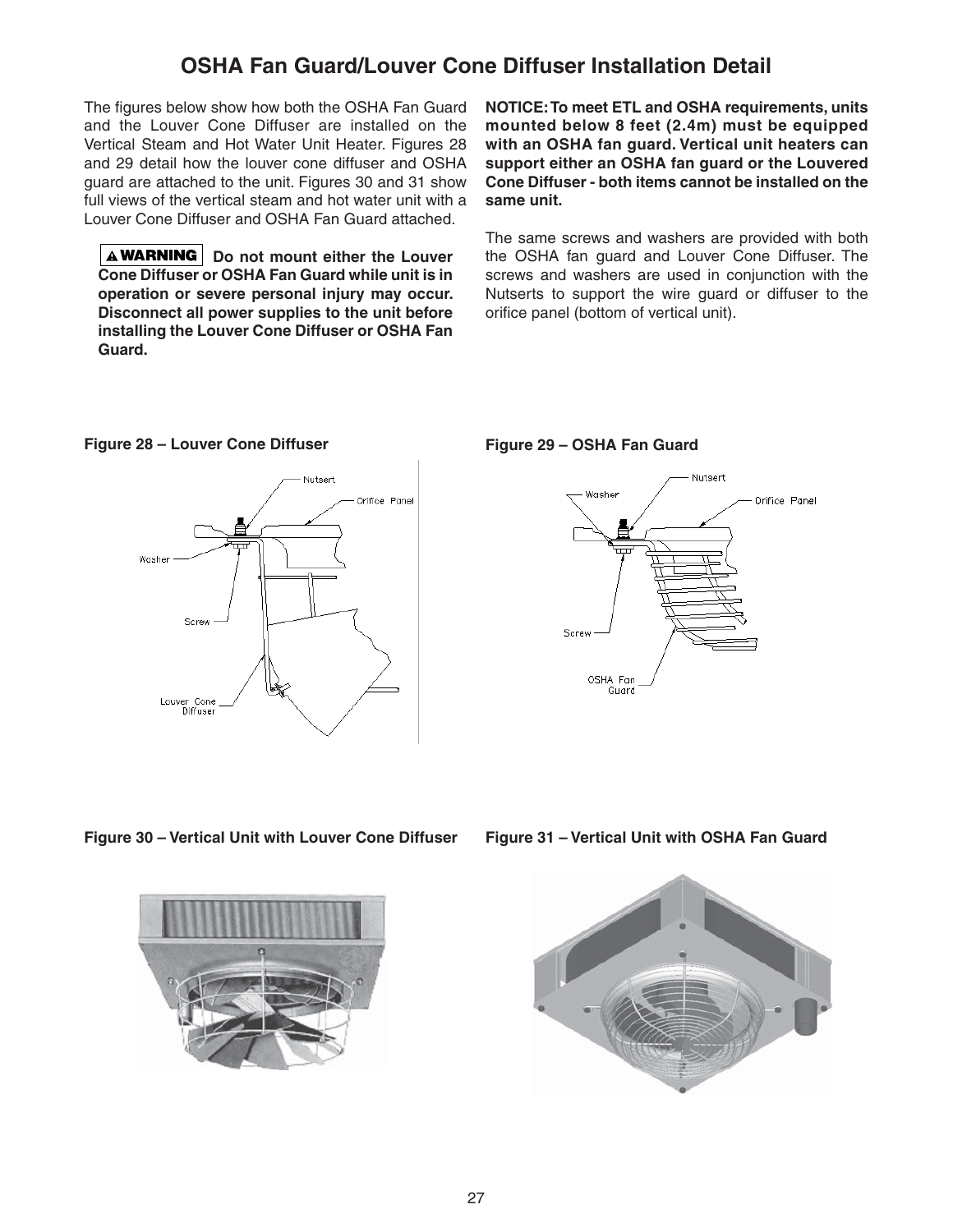# OSHA Fan Guard/Louver Cone Diffuser Installation Detail

The figures below show how both the OSHA Fan Guard and the Louver Cone Diffuser are installed on the Vertical Steam and Hot Water Unit Heater. Figures 28 and 29 detail how the louver cone diffuser and OSHA guard are attached to the unit. Figures 30 and 31 show full views of the vertical steam and hot water unit with a Louver Cone Diffuser and OSHA Fan Guard attached.

**⚠ WARNING Do not mount either the Louver Cone Diffuser or OSHA Fan Guard while unit is in operation or severe personal injury may occur. Disconnect all power supplies to the unit before installing the Louver Cone Diffuser or OSHA Fan Guard.**

**NOTICE: To meet ETL and OSHA requirements, units mounted below 8 feet (2.4m) must be equipped with an OSHA fan guard. Vertical unit heaters can support either an OSHA fan guard or the Louvered Cone Diffuser - both items cannot be installed on the same unit.**

The same screws and washers are provided with both the OSHA fan guard and Louver Cone Diffuser. The screws and washers are used in conjunction with the Nutserts to support the wire guard or diffuser to the orifice panel (bottom of vertical unit).

**Figure 28 – Louver Cone Diffuser**

**Figure 29 – OSHA Fan Guard**

**Figure 30 – Vertical Unit with Louver Cone Diffuser**

**Figure 31 – Vertical Unit with OSHA Fan Guard**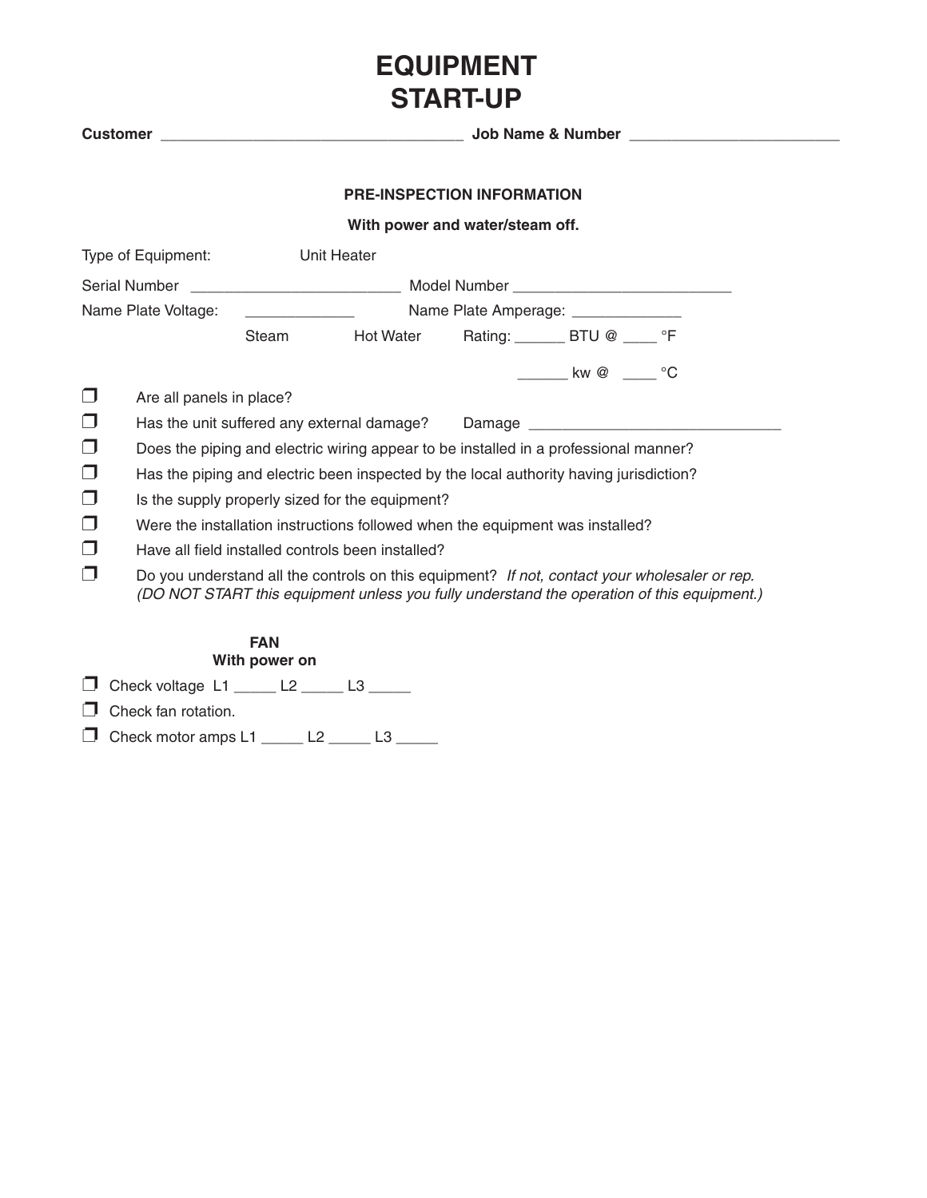# EQUIPMENT START-UP

**Customer** ____________________________________ **Job Name & Number** _________________________

### PRE-INSPECTION INFORMATION

**With power and water/steam off.**

Type of Equipment: Unit Heater

Serial Number _________________________ Model Number __________________________

Name Plate Voltage: _____________ Name Plate Amperage: _____________

Steam Hot Water Rating: ______ BTU @ ____ °F

______ kw @ ____ °C

- ❒ Are all panels in place?
- ❒ Has the unit suffered any external damage? Damage ______________________________
- ❒ Does the piping and electric wiring appear to be installed in a professional manner?
- ❒ Has the piping and electric been inspected by the local authority having jurisdiction?
- ❒ Is the supply properly sized for the equipment?
- ❒ Were the installation instructions followed when the equipment was installed?
- ❒ Have all field installed controls been installed?
- ❒ Do you understand all the controls on this equipment? *If not, contact your wholesaler or rep. (DO NOT START this equipment unless you fully understand the operation of this equipment.)*

### FAN
**With power on**

- ❒ Check voltage L1 _____ L2 _____ L3 _____
- ❒ Check fan rotation.
- ❒ Check motor amps L1 _____ L2 _____ L3 _____